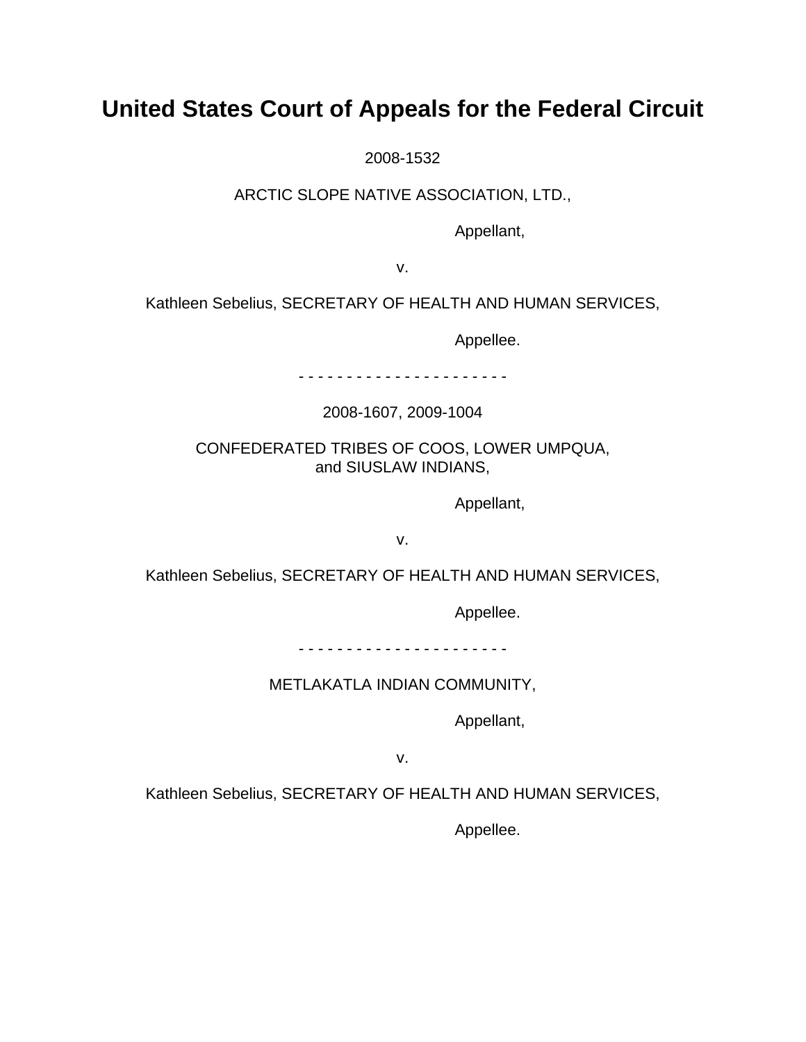# United States Court of Appeals for the Federal Circuit

2008-1532

ARCTIC SLOPE NATIVE ASSOCIATION, LTD.,

Appellant,

v.

Kathleen Sebelius, SECRETARY OF HEALTH AND HUMAN SERVICES,

Appellee.

- - - - - - - - - - - - - - - - - - - - -

2008-1607, 2009-1004

CONFEDERATED TRIBES OF COOS, LOWER UMPQUA,
and SIUSLAW INDIANS,

Appellant,

v.

Kathleen Sebelius, SECRETARY OF HEALTH AND HUMAN SERVICES,

Appellee.

- - - - - - - - - - - - - - - - - - - - -

METLAKATLA INDIAN COMMUNITY,

Appellant,

v.

Kathleen Sebelius, SECRETARY OF HEALTH AND HUMAN SERVICES,

Appellee.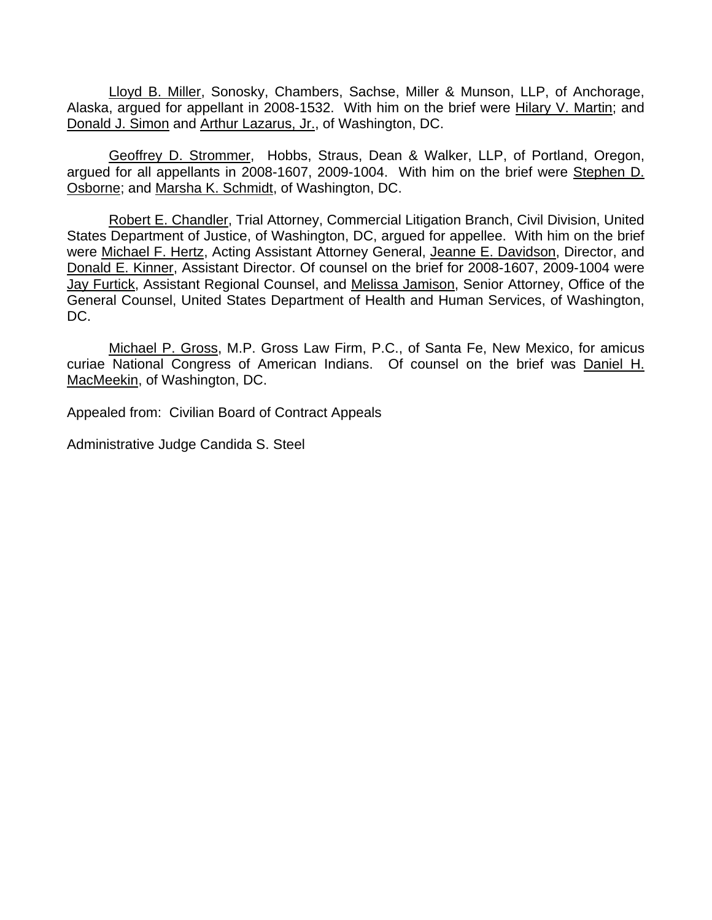Lloyd B. Miller, Sonosky, Chambers, Sachse, Miller & Munson, LLP, of Anchorage, Alaska, argued for appellant in 2008-1532. With him on the brief were Hilary V. Martin; and Donald J. Simon and Arthur Lazarus, Jr., of Washington, DC.

Geoffrey D. Strommer, Hobbs, Straus, Dean & Walker, LLP, of Portland, Oregon, argued for all appellants in 2008-1607, 2009-1004. With him on the brief were Stephen D. Osborne; and Marsha K. Schmidt, of Washington, DC.

Robert E. Chandler, Trial Attorney, Commercial Litigation Branch, Civil Division, United States Department of Justice, of Washington, DC, argued for appellee. With him on the brief were Michael F. Hertz, Acting Assistant Attorney General, Jeanne E. Davidson, Director, and Donald E. Kinner, Assistant Director. Of counsel on the brief for 2008-1607, 2009-1004 were Jay Furtick, Assistant Regional Counsel, and Melissa Jamison, Senior Attorney, Office of the General Counsel, United States Department of Health and Human Services, of Washington, DC.

Michael P. Gross, M.P. Gross Law Firm, P.C., of Santa Fe, New Mexico, for amicus curiae National Congress of American Indians. Of counsel on the brief was Daniel H. MacMeekin, of Washington, DC.

Appealed from: Civilian Board of Contract Appeals

Administrative Judge Candida S. Steel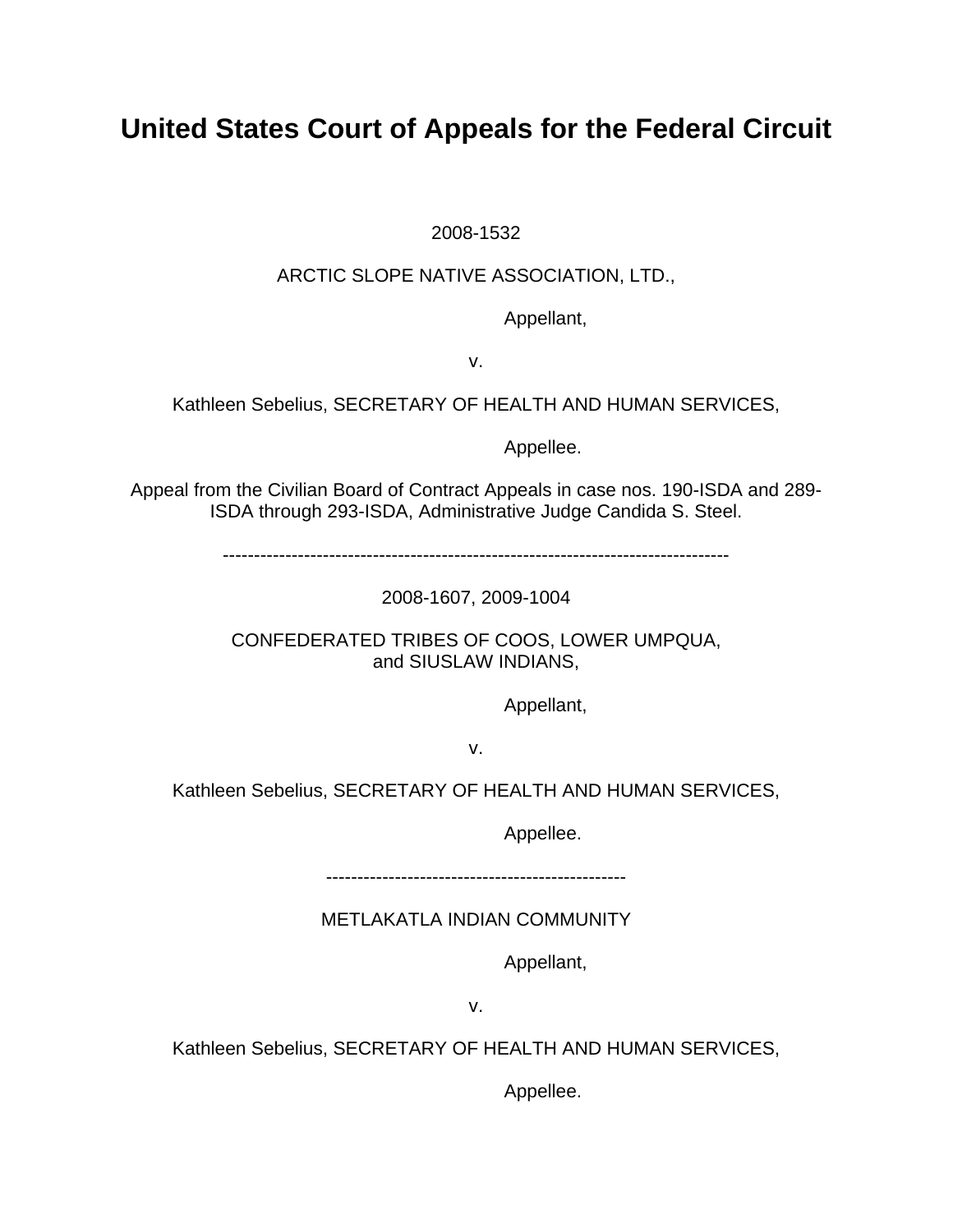# United States Court of Appeals for the Federal Circuit

2008-1532

ARCTIC SLOPE NATIVE ASSOCIATION, LTD.,

Appellant,

v.

Kathleen Sebelius, SECRETARY OF HEALTH AND HUMAN SERVICES,

Appellee.

Appeal from the Civilian Board of Contract Appeals in case nos. 190-ISDA and 289-ISDA through 293-ISDA, Administrative Judge Candida S. Steel.

--------------------------------------------------------------------------------

2008-1607, 2009-1004

CONFEDERATED TRIBES OF COOS, LOWER UMPQUA,
and SIUSLAW INDIANS,

Appellant,

v.

Kathleen Sebelius, SECRETARY OF HEALTH AND HUMAN SERVICES,

Appellee.

------------------------------------------------

METLAKATLA INDIAN COMMUNITY

Appellant,

v.

Kathleen Sebelius, SECRETARY OF HEALTH AND HUMAN SERVICES,

Appellee.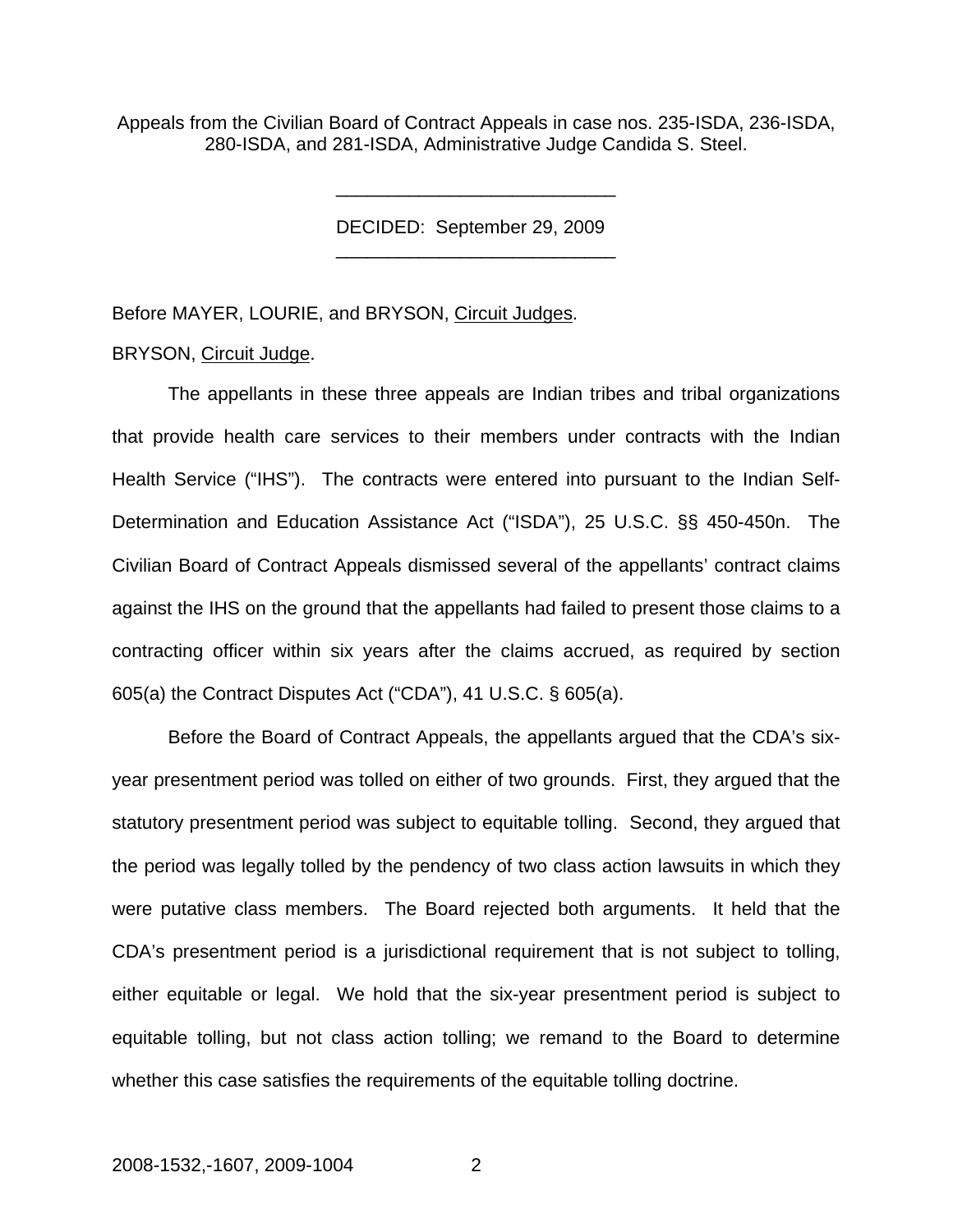Appeals from the Civilian Board of Contract Appeals in case nos. 235-ISDA, 236-ISDA, 280-ISDA, and 281-ISDA, Administrative Judge Candida S. Steel.

---

DECIDED: September 29, 2009

---

Before MAYER, LOURIE, and BRYSON, Circuit Judges.

BRYSON, Circuit Judge.

The appellants in these three appeals are Indian tribes and tribal organizations that provide health care services to their members under contracts with the Indian Health Service ("IHS"). The contracts were entered into pursuant to the Indian Self-Determination and Education Assistance Act ("ISDA"), 25 U.S.C. §§ 450-450n. The Civilian Board of Contract Appeals dismissed several of the appellants' contract claims against the IHS on the ground that the appellants had failed to present those claims to a contracting officer within six years after the claims accrued, as required by section 605(a) the Contract Disputes Act ("CDA"), 41 U.S.C. § 605(a).

Before the Board of Contract Appeals, the appellants argued that the CDA's six-year presentment period was tolled on either of two grounds. First, they argued that the statutory presentment period was subject to equitable tolling. Second, they argued that the period was legally tolled by the pendency of two class action lawsuits in which they were putative class members. The Board rejected both arguments. It held that the CDA's presentment period is a jurisdictional requirement that is not subject to tolling, either equitable or legal. We hold that the six-year presentment period is subject to equitable tolling, but not class action tolling; we remand to the Board to determine whether this case satisfies the requirements of the equitable tolling doctrine.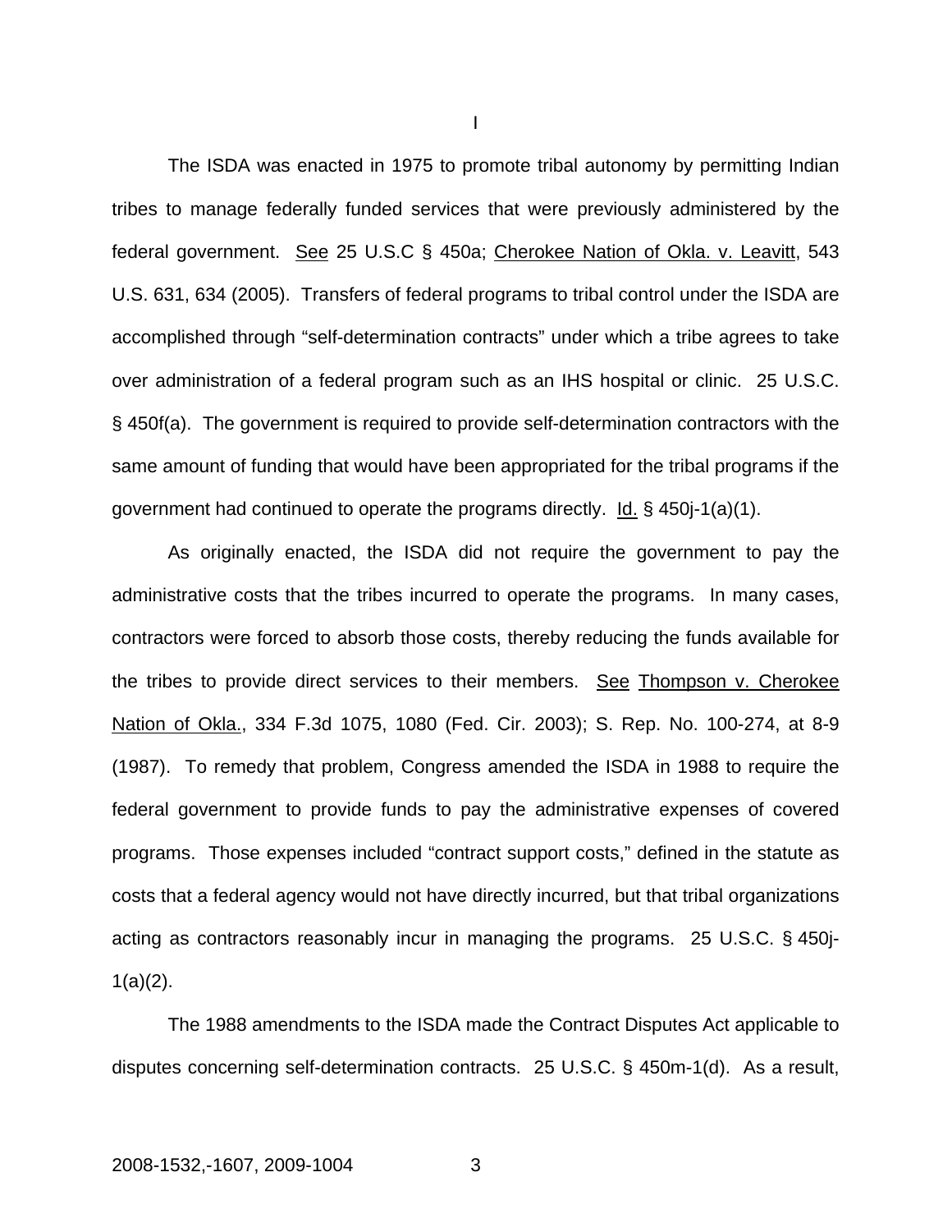# I

The ISDA was enacted in 1975 to promote tribal autonomy by permitting Indian tribes to manage federally funded services that were previously administered by the federal government. See 25 U.S.C § 450a; Cherokee Nation of Okla. v. Leavitt, 543 U.S. 631, 634 (2005). Transfers of federal programs to tribal control under the ISDA are accomplished through "self-determination contracts" under which a tribe agrees to take over administration of a federal program such as an IHS hospital or clinic. 25 U.S.C. § 450f(a). The government is required to provide self-determination contractors with the same amount of funding that would have been appropriated for the tribal programs if the government had continued to operate the programs directly. Id. § 450j-1(a)(1).

As originally enacted, the ISDA did not require the government to pay the administrative costs that the tribes incurred to operate the programs. In many cases, contractors were forced to absorb those costs, thereby reducing the funds available for the tribes to provide direct services to their members. See Thompson v. Cherokee Nation of Okla., 334 F.3d 1075, 1080 (Fed. Cir. 2003); S. Rep. No. 100-274, at 8-9 (1987). To remedy that problem, Congress amended the ISDA in 1988 to require the federal government to provide funds to pay the administrative expenses of covered programs. Those expenses included "contract support costs," defined in the statute as costs that a federal agency would not have directly incurred, but that tribal organizations acting as contractors reasonably incur in managing the programs. 25 U.S.C. § 450j-1(a)(2).

The 1988 amendments to the ISDA made the Contract Disputes Act applicable to disputes concerning self-determination contracts. 25 U.S.C. § 450m-1(d). As a result,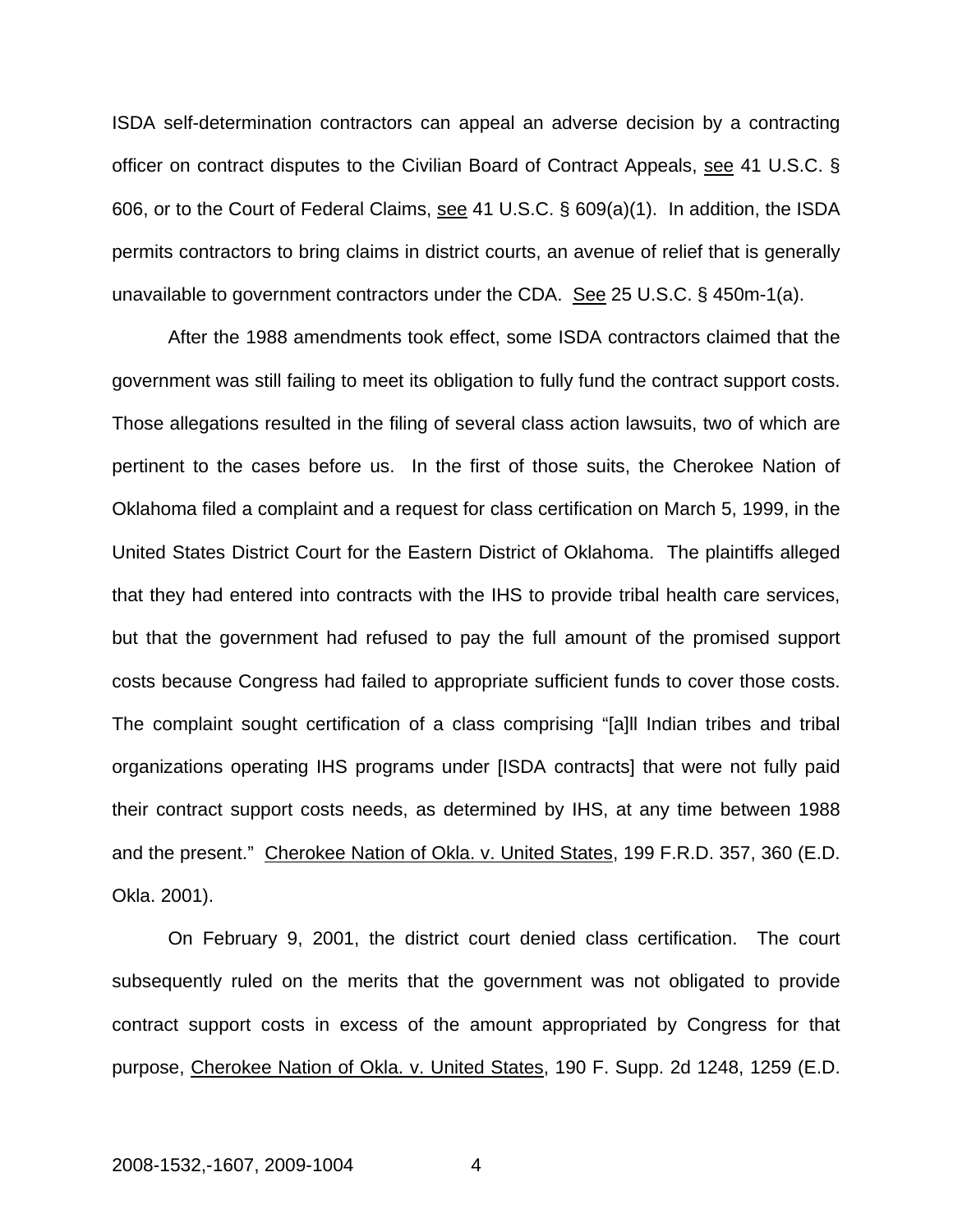ISDA self-determination contractors can appeal an adverse decision by a contracting officer on contract disputes to the Civilian Board of Contract Appeals, see 41 U.S.C. § 606, or to the Court of Federal Claims, see 41 U.S.C. § 609(a)(1). In addition, the ISDA permits contractors to bring claims in district courts, an avenue of relief that is generally unavailable to government contractors under the CDA. See 25 U.S.C. § 450m-1(a).

After the 1988 amendments took effect, some ISDA contractors claimed that the government was still failing to meet its obligation to fully fund the contract support costs. Those allegations resulted in the filing of several class action lawsuits, two of which are pertinent to the cases before us. In the first of those suits, the Cherokee Nation of Oklahoma filed a complaint and a request for class certification on March 5, 1999, in the United States District Court for the Eastern District of Oklahoma. The plaintiffs alleged that they had entered into contracts with the IHS to provide tribal health care services, but that the government had refused to pay the full amount of the promised support costs because Congress had failed to appropriate sufficient funds to cover those costs. The complaint sought certification of a class comprising "[a]ll Indian tribes and tribal organizations operating IHS programs under [ISDA contracts] that were not fully paid their contract support costs needs, as determined by IHS, at any time between 1988 and the present." Cherokee Nation of Okla. v. United States, 199 F.R.D. 357, 360 (E.D. Okla. 2001).

On February 9, 2001, the district court denied class certification. The court subsequently ruled on the merits that the government was not obligated to provide contract support costs in excess of the amount appropriated by Congress for that purpose, Cherokee Nation of Okla. v. United States, 190 F. Supp. 2d 1248, 1259 (E.D.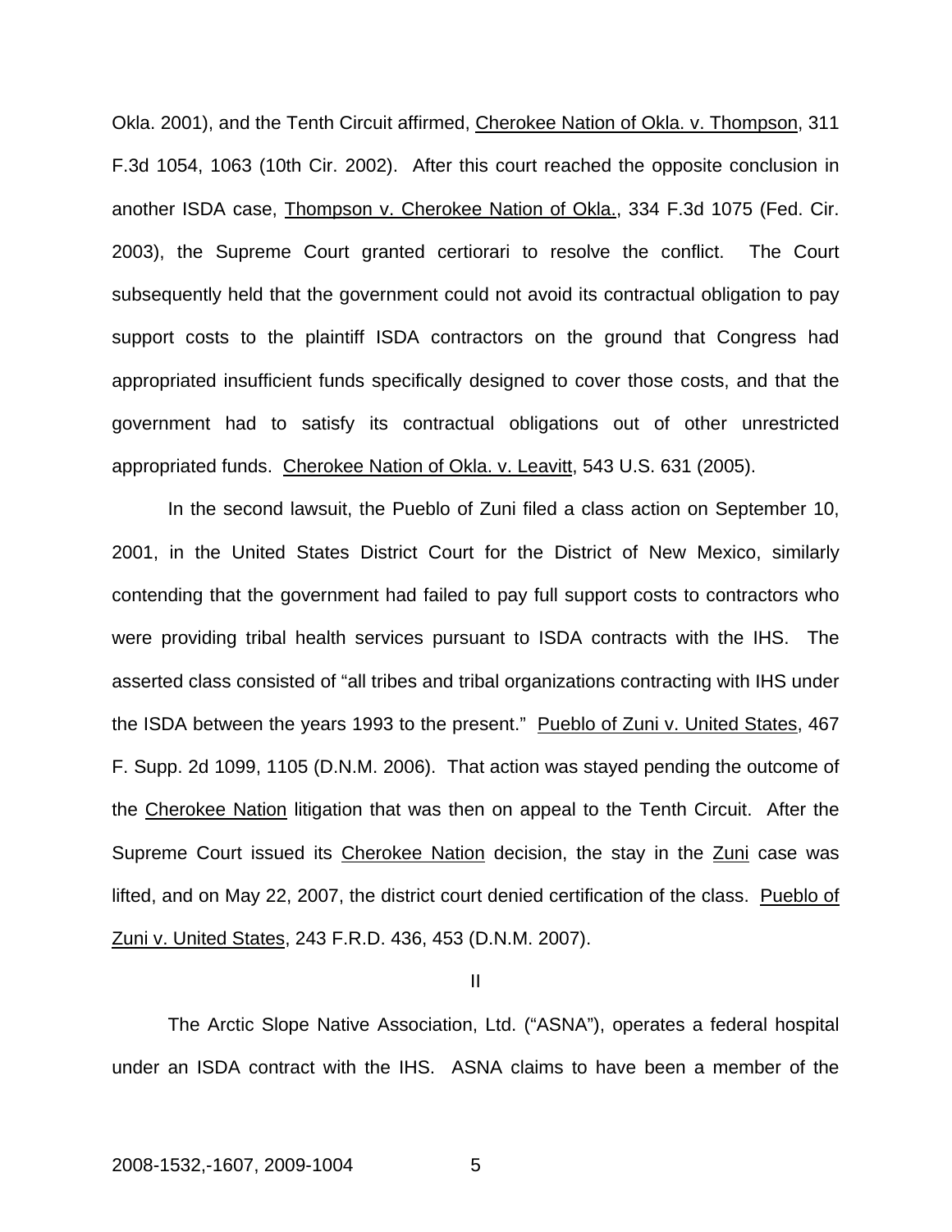Okla. 2001), and the Tenth Circuit affirmed, Cherokee Nation of Okla. v. Thompson, 311 F.3d 1054, 1063 (10th Cir. 2002). After this court reached the opposite conclusion in another ISDA case, Thompson v. Cherokee Nation of Okla., 334 F.3d 1075 (Fed. Cir. 2003), the Supreme Court granted certiorari to resolve the conflict. The Court subsequently held that the government could not avoid its contractual obligation to pay support costs to the plaintiff ISDA contractors on the ground that Congress had appropriated insufficient funds specifically designed to cover those costs, and that the government had to satisfy its contractual obligations out of other unrestricted appropriated funds. Cherokee Nation of Okla. v. Leavitt, 543 U.S. 631 (2005).

In the second lawsuit, the Pueblo of Zuni filed a class action on September 10, 2001, in the United States District Court for the District of New Mexico, similarly contending that the government had failed to pay full support costs to contractors who were providing tribal health services pursuant to ISDA contracts with the IHS. The asserted class consisted of "all tribes and tribal organizations contracting with IHS under the ISDA between the years 1993 to the present." Pueblo of Zuni v. United States, 467 F. Supp. 2d 1099, 1105 (D.N.M. 2006). That action was stayed pending the outcome of the Cherokee Nation litigation that was then on appeal to the Tenth Circuit. After the Supreme Court issued its Cherokee Nation decision, the stay in the Zuni case was lifted, and on May 22, 2007, the district court denied certification of the class. Pueblo of Zuni v. United States, 243 F.R.D. 436, 453 (D.N.M. 2007).

## II

The Arctic Slope Native Association, Ltd. ("ASNA"), operates a federal hospital under an ISDA contract with the IHS. ASNA claims to have been a member of the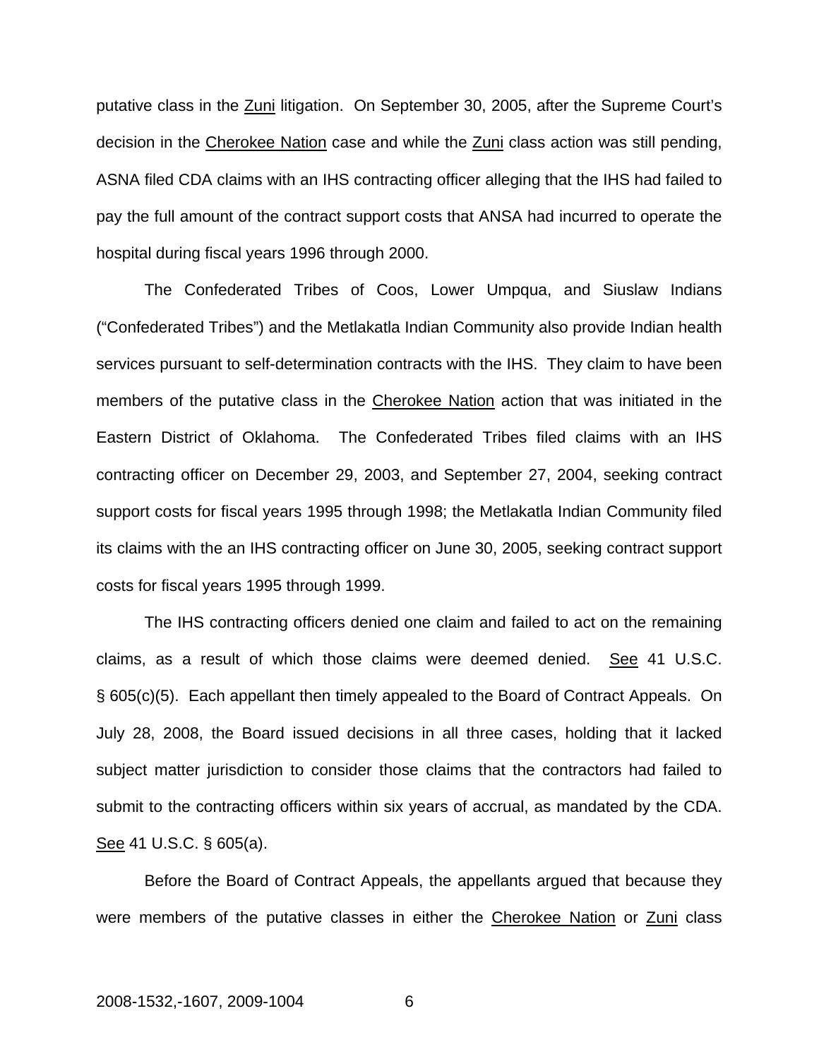putative class in the Zuni litigation. On September 30, 2005, after the Supreme Court's decision in the Cherokee Nation case and while the Zuni class action was still pending, ASNA filed CDA claims with an IHS contracting officer alleging that the IHS had failed to pay the full amount of the contract support costs that ANSA had incurred to operate the hospital during fiscal years 1996 through 2000.

The Confederated Tribes of Coos, Lower Umpqua, and Siuslaw Indians ("Confederated Tribes") and the Metlakatla Indian Community also provide Indian health services pursuant to self-determination contracts with the IHS. They claim to have been members of the putative class in the Cherokee Nation action that was initiated in the Eastern District of Oklahoma. The Confederated Tribes filed claims with an IHS contracting officer on December 29, 2003, and September 27, 2004, seeking contract support costs for fiscal years 1995 through 1998; the Metlakatla Indian Community filed its claims with the an IHS contracting officer on June 30, 2005, seeking contract support costs for fiscal years 1995 through 1999.

The IHS contracting officers denied one claim and failed to act on the remaining claims, as a result of which those claims were deemed denied. See 41 U.S.C. § 605(c)(5). Each appellant then timely appealed to the Board of Contract Appeals. On July 28, 2008, the Board issued decisions in all three cases, holding that it lacked subject matter jurisdiction to consider those claims that the contractors had failed to submit to the contracting officers within six years of accrual, as mandated by the CDA. See 41 U.S.C. § 605(a).

Before the Board of Contract Appeals, the appellants argued that because they were members of the putative classes in either the Cherokee Nation or Zuni class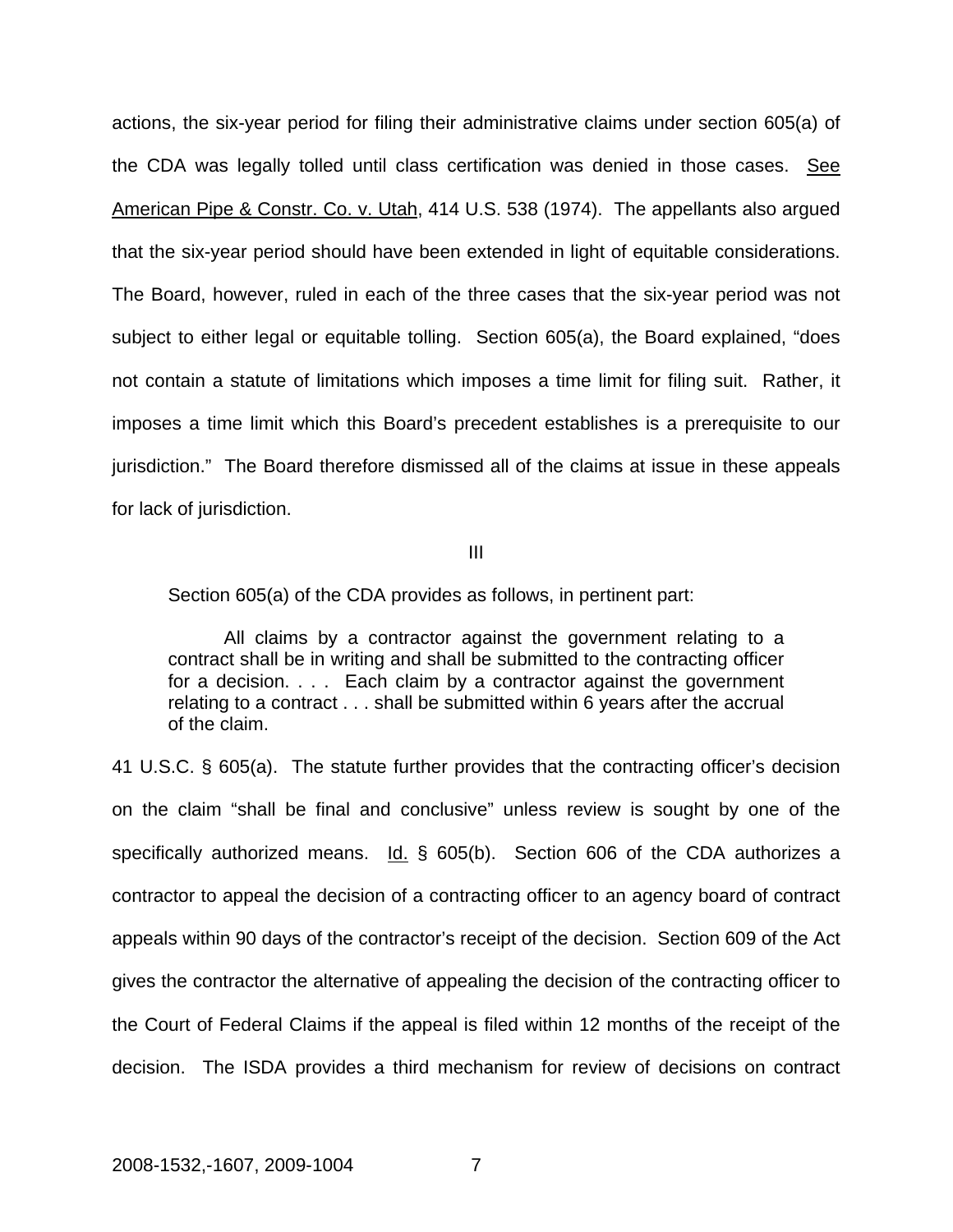actions, the six-year period for filing their administrative claims under section 605(a) of the CDA was legally tolled until class certification was denied in those cases. See American Pipe & Constr. Co. v. Utah, 414 U.S. 538 (1974). The appellants also argued that the six-year period should have been extended in light of equitable considerations. The Board, however, ruled in each of the three cases that the six-year period was not subject to either legal or equitable tolling. Section 605(a), the Board explained, "does not contain a statute of limitations which imposes a time limit for filing suit. Rather, it imposes a time limit which this Board's precedent establishes is a prerequisite to our jurisdiction." The Board therefore dismissed all of the claims at issue in these appeals for lack of jurisdiction.

III

Section 605(a) of the CDA provides as follows, in pertinent part:

> All claims by a contractor against the government relating to a contract shall be in writing and shall be submitted to the contracting officer for a decision. . . . Each claim by a contractor against the government relating to a contract . . . shall be submitted within 6 years after the accrual of the claim.

41 U.S.C. § 605(a). The statute further provides that the contracting officer's decision on the claim "shall be final and conclusive" unless review is sought by one of the specifically authorized means. Id. § 605(b). Section 606 of the CDA authorizes a contractor to appeal the decision of a contracting officer to an agency board of contract appeals within 90 days of the contractor's receipt of the decision. Section 609 of the Act gives the contractor the alternative of appealing the decision of the contracting officer to the Court of Federal Claims if the appeal is filed within 12 months of the receipt of the decision. The ISDA provides a third mechanism for review of decisions on contract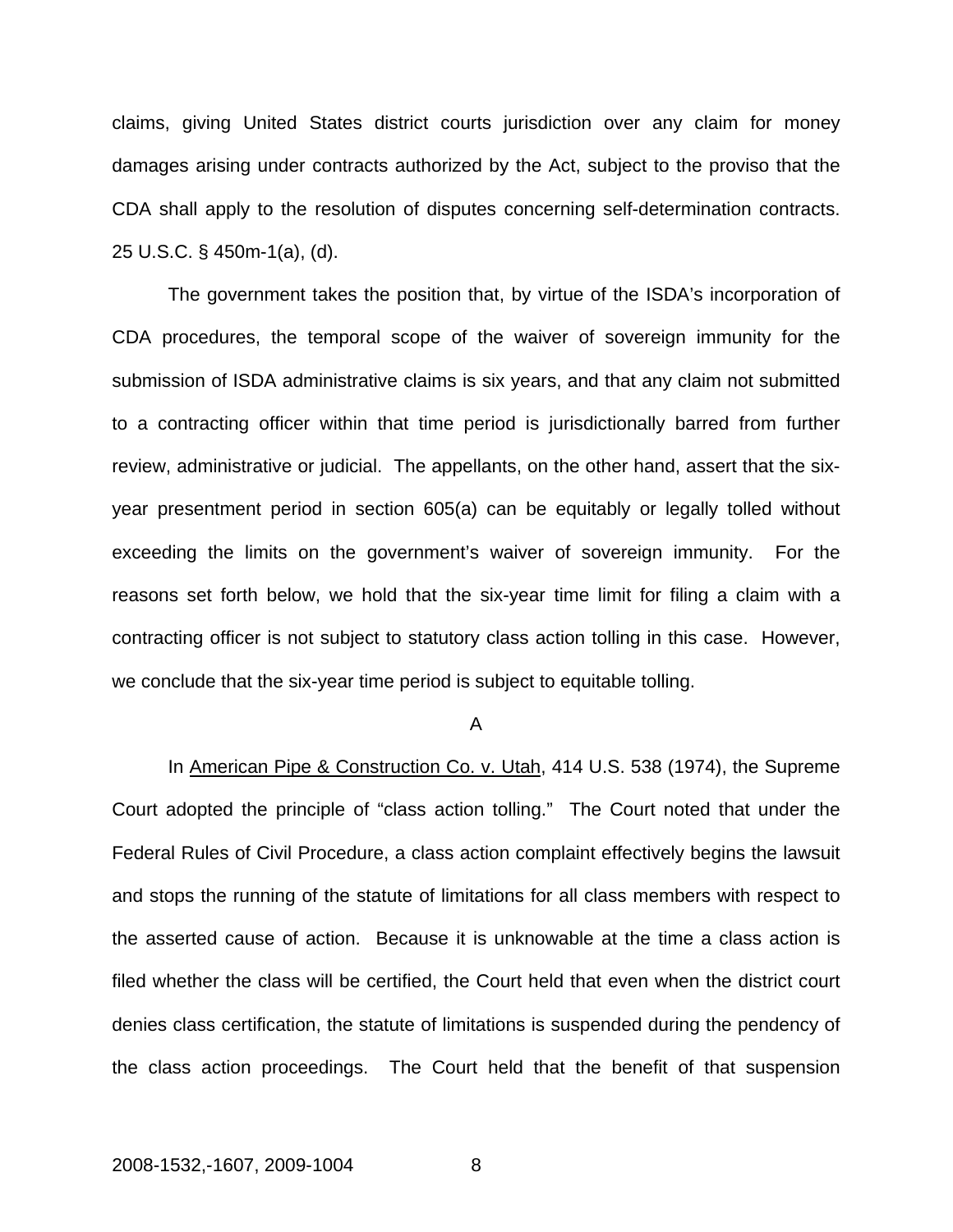claims, giving United States district courts jurisdiction over any claim for money damages arising under contracts authorized by the Act, subject to the proviso that the CDA shall apply to the resolution of disputes concerning self-determination contracts. 25 U.S.C. § 450m-1(a), (d).

The government takes the position that, by virtue of the ISDA's incorporation of CDA procedures, the temporal scope of the waiver of sovereign immunity for the submission of ISDA administrative claims is six years, and that any claim not submitted to a contracting officer within that time period is jurisdictionally barred from further review, administrative or judicial. The appellants, on the other hand, assert that the six-year presentment period in section 605(a) can be equitably or legally tolled without exceeding the limits on the government's waiver of sovereign immunity. For the reasons set forth below, we hold that the six-year time limit for filing a claim with a contracting officer is not subject to statutory class action tolling in this case. However, we conclude that the six-year time period is subject to equitable tolling.

A

In American Pipe & Construction Co. v. Utah, 414 U.S. 538 (1974), the Supreme Court adopted the principle of "class action tolling." The Court noted that under the Federal Rules of Civil Procedure, a class action complaint effectively begins the lawsuit and stops the running of the statute of limitations for all class members with respect to the asserted cause of action. Because it is unknowable at the time a class action is filed whether the class will be certified, the Court held that even when the district court denies class certification, the statute of limitations is suspended during the pendency of the class action proceedings. The Court held that the benefit of that suspension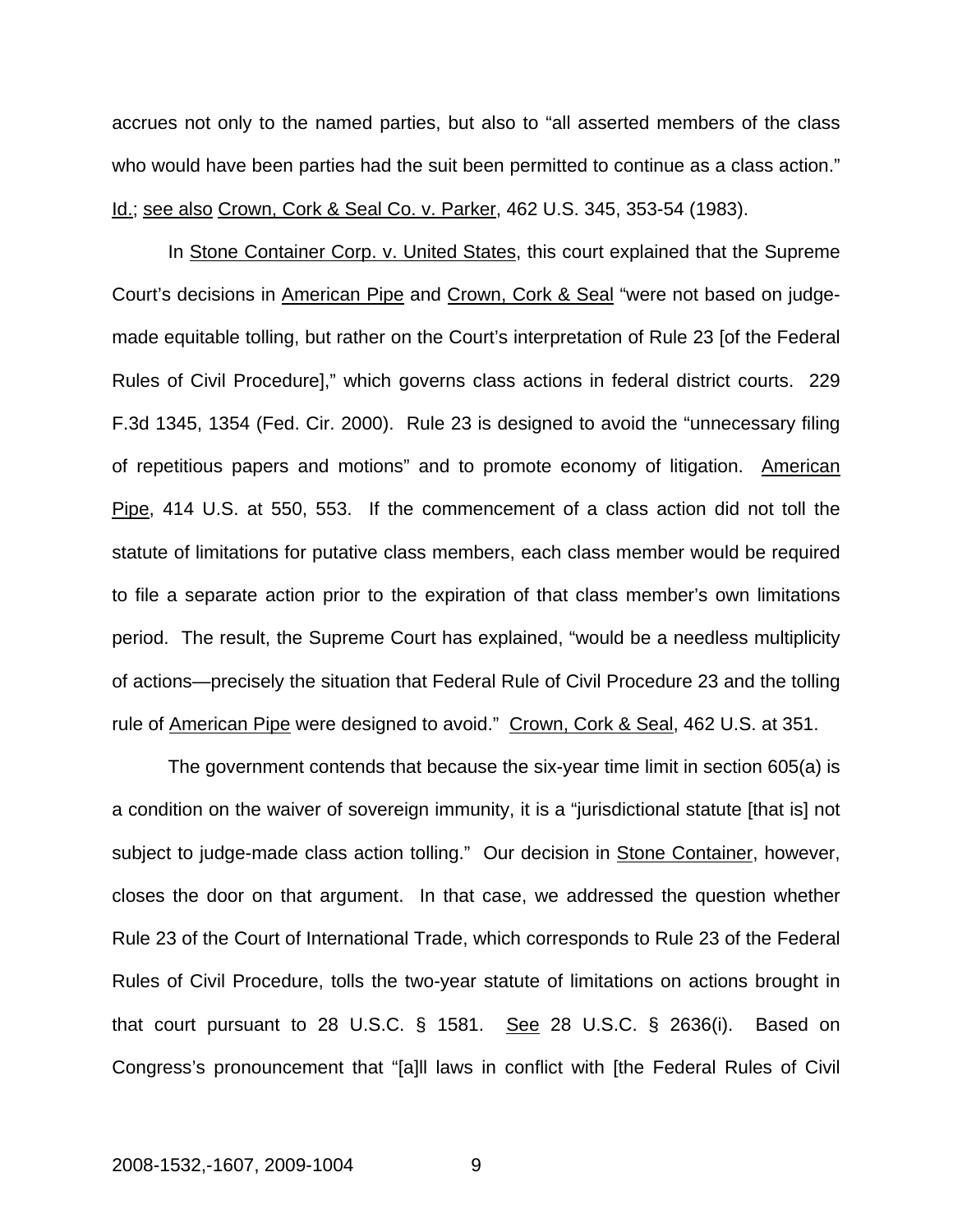accrues not only to the named parties, but also to "all asserted members of the class who would have been parties had the suit been permitted to continue as a class action." Id.; see also Crown, Cork & Seal Co. v. Parker, 462 U.S. 345, 353-54 (1983).

In Stone Container Corp. v. United States, this court explained that the Supreme Court's decisions in American Pipe and Crown, Cork & Seal "were not based on judge-made equitable tolling, but rather on the Court's interpretation of Rule 23 [of the Federal Rules of Civil Procedure]," which governs class actions in federal district courts. 229 F.3d 1345, 1354 (Fed. Cir. 2000). Rule 23 is designed to avoid the "unnecessary filing of repetitious papers and motions" and to promote economy of litigation. American Pipe, 414 U.S. at 550, 553. If the commencement of a class action did not toll the statute of limitations for putative class members, each class member would be required to file a separate action prior to the expiration of that class member's own limitations period. The result, the Supreme Court has explained, "would be a needless multiplicity of actions—precisely the situation that Federal Rule of Civil Procedure 23 and the tolling rule of American Pipe were designed to avoid." Crown, Cork & Seal, 462 U.S. at 351.

The government contends that because the six-year time limit in section 605(a) is a condition on the waiver of sovereign immunity, it is a "jurisdictional statute [that is] not subject to judge-made class action tolling." Our decision in Stone Container, however, closes the door on that argument. In that case, we addressed the question whether Rule 23 of the Court of International Trade, which corresponds to Rule 23 of the Federal Rules of Civil Procedure, tolls the two-year statute of limitations on actions brought in that court pursuant to 28 U.S.C. § 1581. See 28 U.S.C. § 2636(i). Based on Congress's pronouncement that "[a]ll laws in conflict with [the Federal Rules of Civil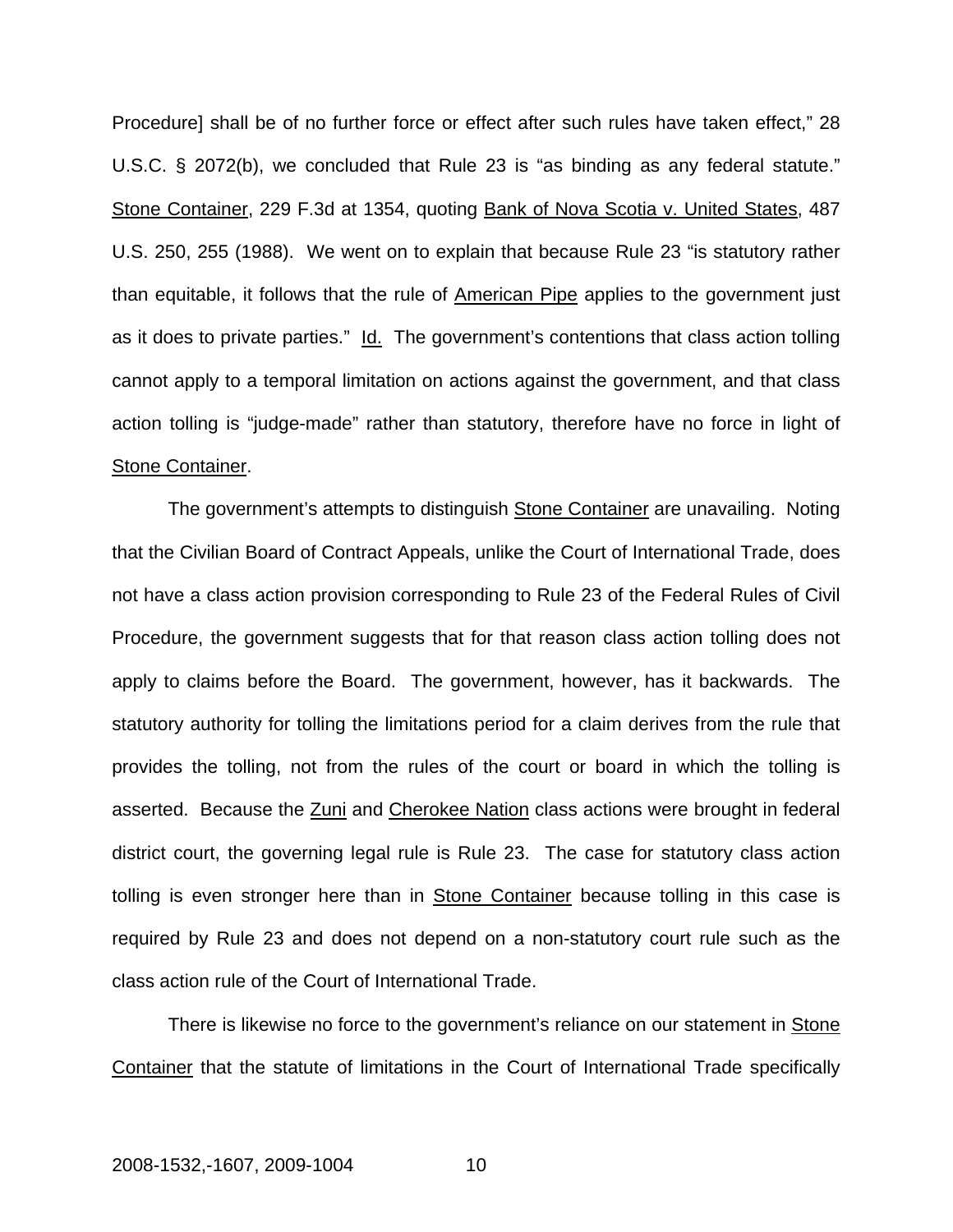Procedure] shall be of no further force or effect after such rules have taken effect," 28 U.S.C. § 2072(b), we concluded that Rule 23 is "as binding as any federal statute." Stone Container, 229 F.3d at 1354, quoting Bank of Nova Scotia v. United States, 487 U.S. 250, 255 (1988). We went on to explain that because Rule 23 "is statutory rather than equitable, it follows that the rule of American Pipe applies to the government just as it does to private parties." Id. The government's contentions that class action tolling cannot apply to a temporal limitation on actions against the government, and that class action tolling is "judge-made" rather than statutory, therefore have no force in light of Stone Container.

The government's attempts to distinguish Stone Container are unavailing. Noting that the Civilian Board of Contract Appeals, unlike the Court of International Trade, does not have a class action provision corresponding to Rule 23 of the Federal Rules of Civil Procedure, the government suggests that for that reason class action tolling does not apply to claims before the Board. The government, however, has it backwards. The statutory authority for tolling the limitations period for a claim derives from the rule that provides the tolling, not from the rules of the court or board in which the tolling is asserted. Because the Zuni and Cherokee Nation class actions were brought in federal district court, the governing legal rule is Rule 23. The case for statutory class action tolling is even stronger here than in Stone Container because tolling in this case is required by Rule 23 and does not depend on a non-statutory court rule such as the class action rule of the Court of International Trade.

There is likewise no force to the government's reliance on our statement in Stone Container that the statute of limitations in the Court of International Trade specifically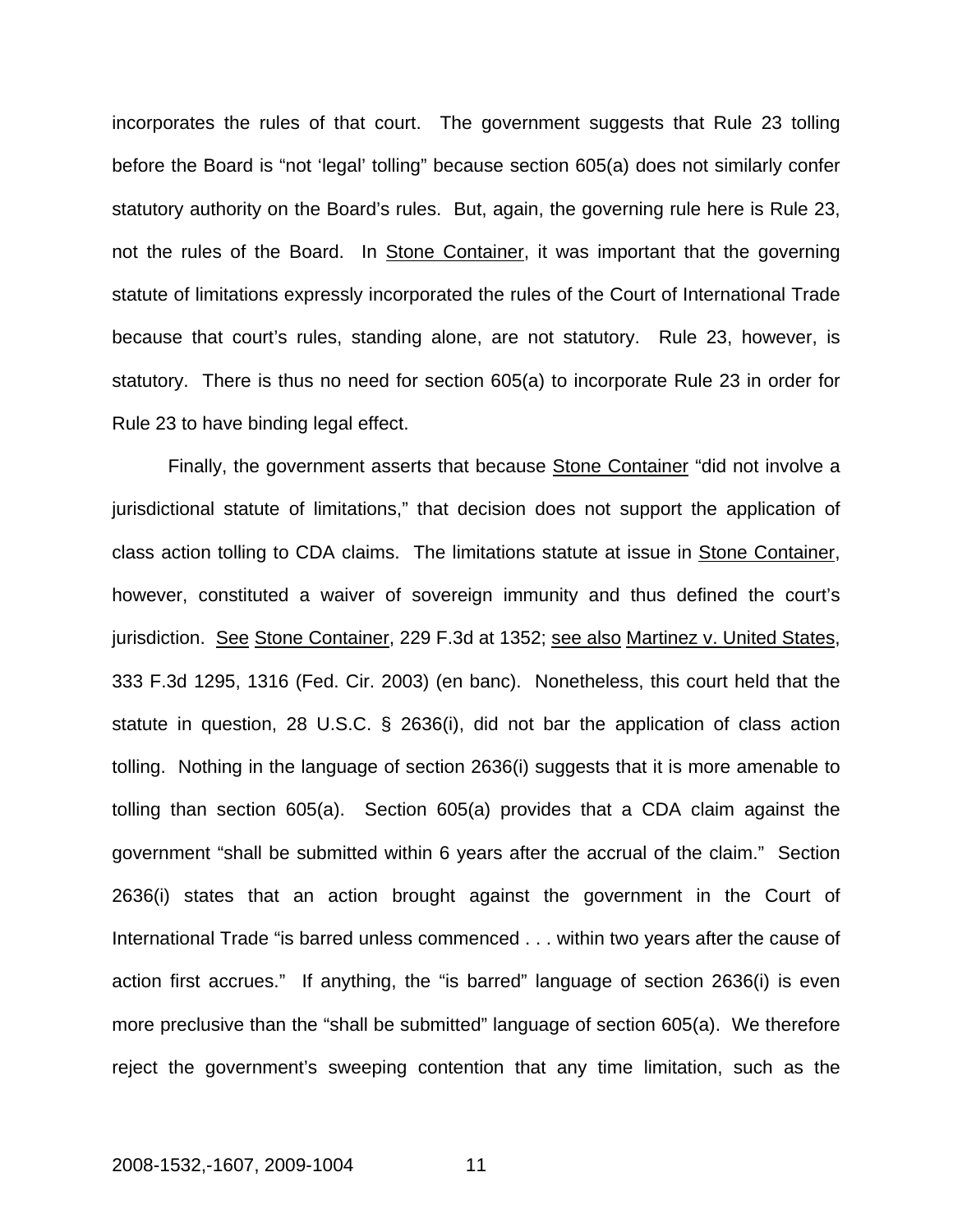incorporates the rules of that court. The government suggests that Rule 23 tolling before the Board is "not 'legal' tolling" because section 605(a) does not similarly confer statutory authority on the Board's rules. But, again, the governing rule here is Rule 23, not the rules of the Board. In Stone Container, it was important that the governing statute of limitations expressly incorporated the rules of the Court of International Trade because that court's rules, standing alone, are not statutory. Rule 23, however, is statutory. There is thus no need for section 605(a) to incorporate Rule 23 in order for Rule 23 to have binding legal effect.

Finally, the government asserts that because Stone Container "did not involve a jurisdictional statute of limitations," that decision does not support the application of class action tolling to CDA claims. The limitations statute at issue in Stone Container, however, constituted a waiver of sovereign immunity and thus defined the court's jurisdiction. See Stone Container, 229 F.3d at 1352; see also Martinez v. United States, 333 F.3d 1295, 1316 (Fed. Cir. 2003) (en banc). Nonetheless, this court held that the statute in question, 28 U.S.C. § 2636(i), did not bar the application of class action tolling. Nothing in the language of section 2636(i) suggests that it is more amenable to tolling than section 605(a). Section 605(a) provides that a CDA claim against the government "shall be submitted within 6 years after the accrual of the claim." Section 2636(i) states that an action brought against the government in the Court of International Trade "is barred unless commenced . . . within two years after the cause of action first accrues." If anything, the "is barred" language of section 2636(i) is even more preclusive than the "shall be submitted" language of section 605(a). We therefore reject the government's sweeping contention that any time limitation, such as the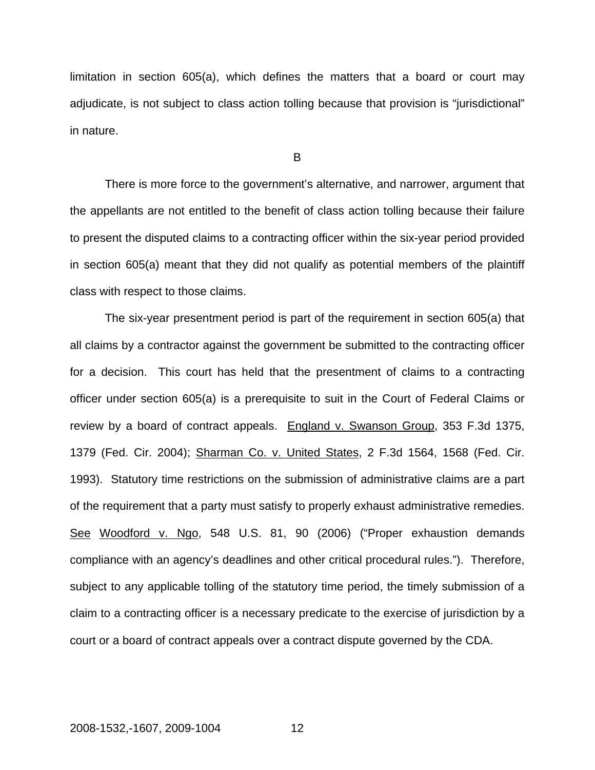limitation in section 605(a), which defines the matters that a board or court may adjudicate, is not subject to class action tolling because that provision is "jurisdictional" in nature.

B

There is more force to the government's alternative, and narrower, argument that the appellants are not entitled to the benefit of class action tolling because their failure to present the disputed claims to a contracting officer within the six-year period provided in section 605(a) meant that they did not qualify as potential members of the plaintiff class with respect to those claims.

The six-year presentment period is part of the requirement in section 605(a) that all claims by a contractor against the government be submitted to the contracting officer for a decision. This court has held that the presentment of claims to a contracting officer under section 605(a) is a prerequisite to suit in the Court of Federal Claims or review by a board of contract appeals. England v. Swanson Group, 353 F.3d 1375, 1379 (Fed. Cir. 2004); Sharman Co. v. United States, 2 F.3d 1564, 1568 (Fed. Cir. 1993). Statutory time restrictions on the submission of administrative claims are a part of the requirement that a party must satisfy to properly exhaust administrative remedies. See Woodford v. Ngo, 548 U.S. 81, 90 (2006) ("Proper exhaustion demands compliance with an agency's deadlines and other critical procedural rules."). Therefore, subject to any applicable tolling of the statutory time period, the timely submission of a claim to a contracting officer is a necessary predicate to the exercise of jurisdiction by a court or a board of contract appeals over a contract dispute governed by the CDA.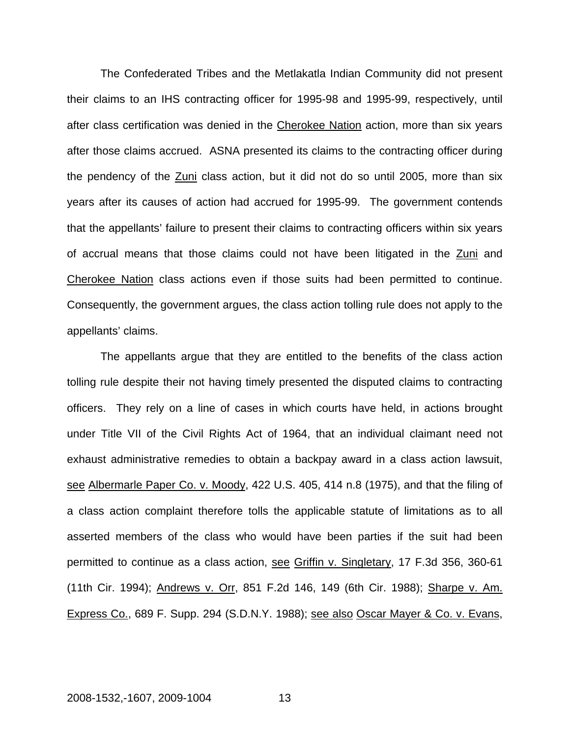The Confederated Tribes and the Metlakatla Indian Community did not present their claims to an IHS contracting officer for 1995-98 and 1995-99, respectively, until after class certification was denied in the Cherokee Nation action, more than six years after those claims accrued. ASNA presented its claims to the contracting officer during the pendency of the Zuni class action, but it did not do so until 2005, more than six years after its causes of action had accrued for 1995-99. The government contends that the appellants' failure to present their claims to contracting officers within six years of accrual means that those claims could not have been litigated in the Zuni and Cherokee Nation class actions even if those suits had been permitted to continue. Consequently, the government argues, the class action tolling rule does not apply to the appellants' claims.

The appellants argue that they are entitled to the benefits of the class action tolling rule despite their not having timely presented the disputed claims to contracting officers. They rely on a line of cases in which courts have held, in actions brought under Title VII of the Civil Rights Act of 1964, that an individual claimant need not exhaust administrative remedies to obtain a backpay award in a class action lawsuit, see Albermarle Paper Co. v. Moody, 422 U.S. 405, 414 n.8 (1975), and that the filing of a class action complaint therefore tolls the applicable statute of limitations as to all asserted members of the class who would have been parties if the suit had been permitted to continue as a class action, see Griffin v. Singletary, 17 F.3d 356, 360-61 (11th Cir. 1994); Andrews v. Orr, 851 F.2d 146, 149 (6th Cir. 1988); Sharpe v. Am. Express Co., 689 F. Supp. 294 (S.D.N.Y. 1988); see also Oscar Mayer & Co. v. Evans,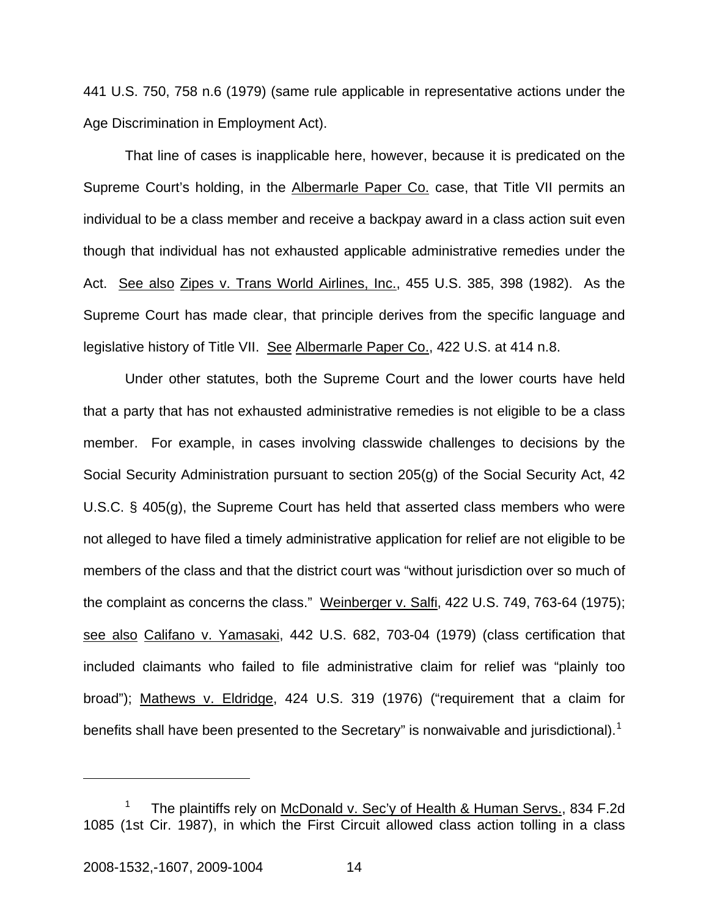441 U.S. 750, 758 n.6 (1979) (same rule applicable in representative actions under the Age Discrimination in Employment Act).

That line of cases is inapplicable here, however, because it is predicated on the Supreme Court's holding, in the Albermarle Paper Co. case, that Title VII permits an individual to be a class member and receive a backpay award in a class action suit even though that individual has not exhausted applicable administrative remedies under the Act. See also Zipes v. Trans World Airlines, Inc., 455 U.S. 385, 398 (1982). As the Supreme Court has made clear, that principle derives from the specific language and legislative history of Title VII. See Albermarle Paper Co., 422 U.S. at 414 n.8.

Under other statutes, both the Supreme Court and the lower courts have held that a party that has not exhausted administrative remedies is not eligible to be a class member. For example, in cases involving classwide challenges to decisions by the Social Security Administration pursuant to section 205(g) of the Social Security Act, 42 U.S.C. § 405(g), the Supreme Court has held that asserted class members who were not alleged to have filed a timely administrative application for relief are not eligible to be members of the class and that the district court was "without jurisdiction over so much of the complaint as concerns the class." Weinberger v. Salfi, 422 U.S. 749, 763-64 (1975); see also Califano v. Yamasaki, 442 U.S. 682, 703-04 (1979) (class certification that included claimants who failed to file administrative claim for relief was "plainly too broad"); Mathews v. Eldridge, 424 U.S. 319 (1976) ("requirement that a claim for benefits shall have been presented to the Secretary" is nonwaivable and jurisdictional).[1]

---

[1] The plaintiffs rely on McDonald v. Sec'y of Health & Human Servs., 834 F.2d 1085 (1st Cir. 1987), in which the First Circuit allowed class action tolling in a class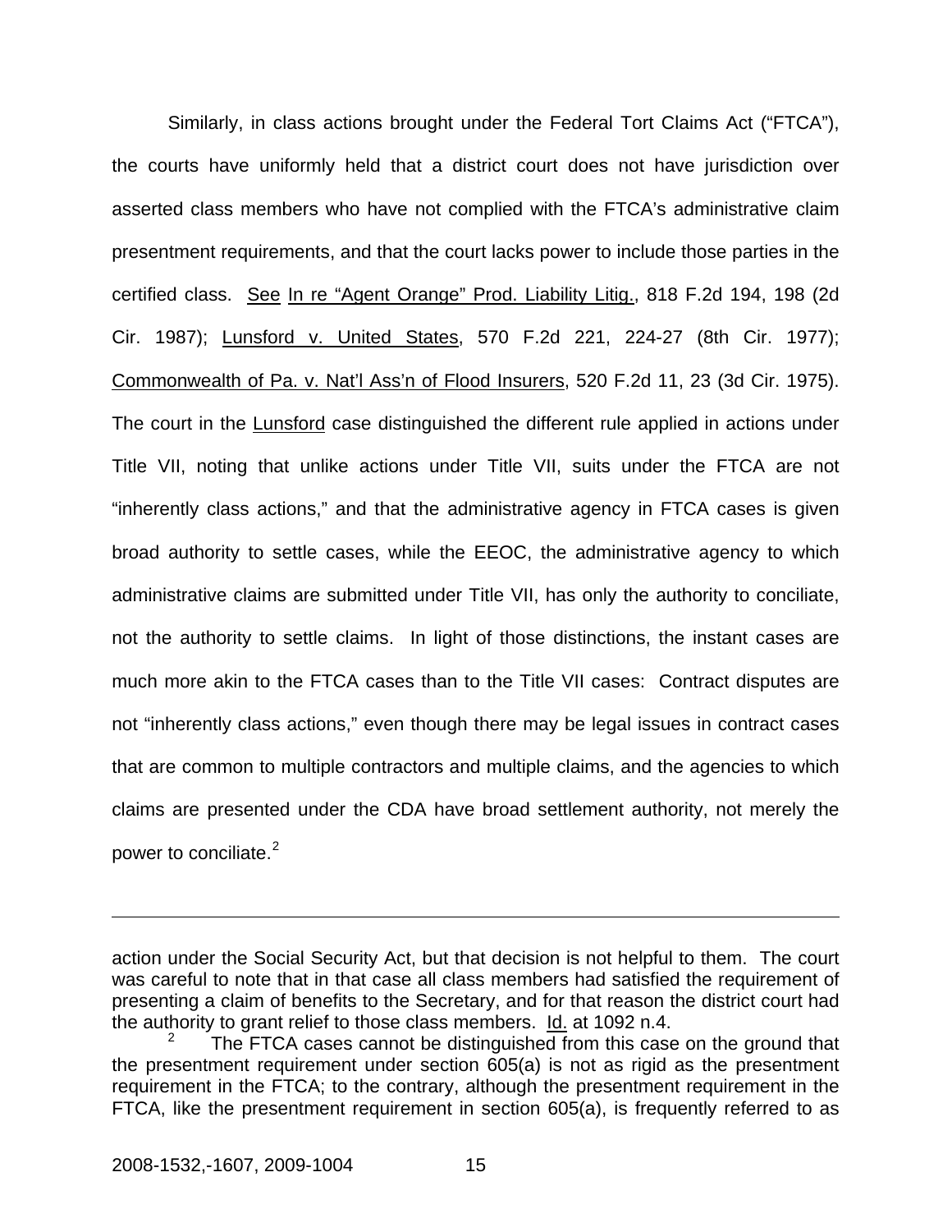Similarly, in class actions brought under the Federal Tort Claims Act ("FTCA"), the courts have uniformly held that a district court does not have jurisdiction over asserted class members who have not complied with the FTCA's administrative claim presentment requirements, and that the court lacks power to include those parties in the certified class. See In re "Agent Orange" Prod. Liability Litig., 818 F.2d 194, 198 (2d Cir. 1987); Lunsford v. United States, 570 F.2d 221, 224-27 (8th Cir. 1977); Commonwealth of Pa. v. Nat'l Ass'n of Flood Insurers, 520 F.2d 11, 23 (3d Cir. 1975). The court in the Lunsford case distinguished the different rule applied in actions under Title VII, noting that unlike actions under Title VII, suits under the FTCA are not "inherently class actions," and that the administrative agency in FTCA cases is given broad authority to settle cases, while the EEOC, the administrative agency to which administrative claims are submitted under Title VII, has only the authority to conciliate, not the authority to settle claims. In light of those distinctions, the instant cases are much more akin to the FTCA cases than to the Title VII cases: Contract disputes are not "inherently class actions," even though there may be legal issues in contract cases that are common to multiple contractors and multiple claims, and the agencies to which claims are presented under the CDA have broad settlement authority, not merely the power to conciliate.[2]

---

action under the Social Security Act, but that decision is not helpful to them. The court was careful to note that in that case all class members had satisfied the requirement of presenting a claim of benefits to the Secretary, and for that reason the district court had the authority to grant relief to those class members. Id. at 1092 n.4.

[2] The FTCA cases cannot be distinguished from this case on the ground that the presentment requirement under section 605(a) is not as rigid as the presentment requirement in the FTCA; to the contrary, although the presentment requirement in the FTCA, like the presentment requirement in section 605(a), is frequently referred to as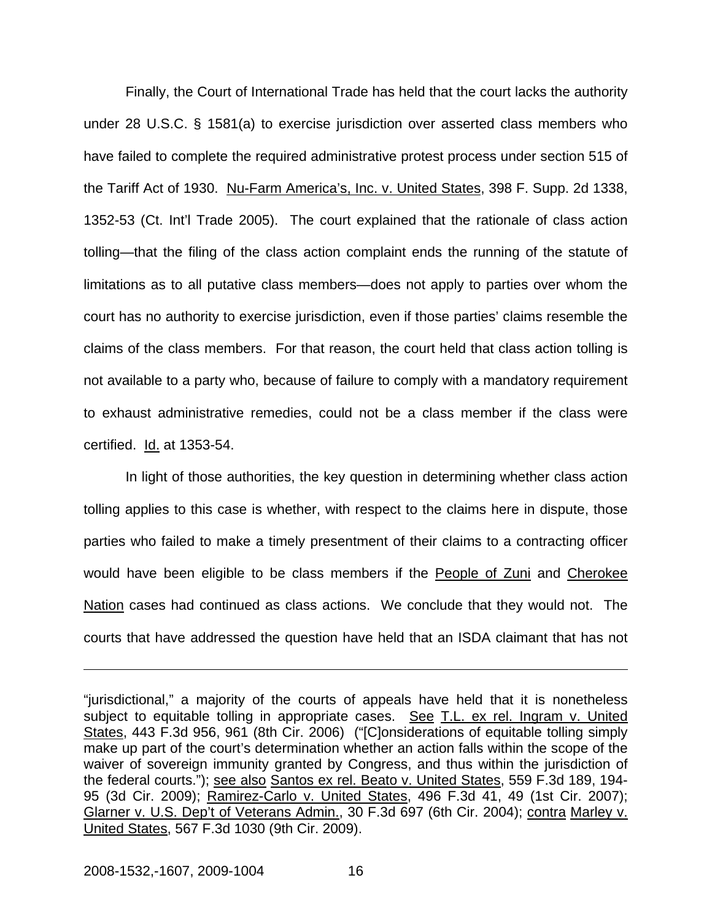Finally, the Court of International Trade has held that the court lacks the authority under 28 U.S.C. § 1581(a) to exercise jurisdiction over asserted class members who have failed to complete the required administrative protest process under section 515 of the Tariff Act of 1930. Nu-Farm America's, Inc. v. United States, 398 F. Supp. 2d 1338, 1352-53 (Ct. Int'l Trade 2005). The court explained that the rationale of class action tolling—that the filing of the class action complaint ends the running of the statute of limitations as to all putative class members—does not apply to parties over whom the court has no authority to exercise jurisdiction, even if those parties' claims resemble the claims of the class members. For that reason, the court held that class action tolling is not available to a party who, because of failure to comply with a mandatory requirement to exhaust administrative remedies, could not be a class member if the class were certified. Id. at 1353-54.

In light of those authorities, the key question in determining whether class action tolling applies to this case is whether, with respect to the claims here in dispute, those parties who failed to make a timely presentment of their claims to a contracting officer would have been eligible to be class members if the People of Zuni and Cherokee Nation cases had continued as class actions. We conclude that they would not. The courts that have addressed the question have held that an ISDA claimant that has not

---

"jurisdictional," a majority of the courts of appeals have held that it is nonetheless subject to equitable tolling in appropriate cases. See T.L. ex rel. Ingram v. United States, 443 F.3d 956, 961 (8th Cir. 2006) ("[C]onsiderations of equitable tolling simply make up part of the court's determination whether an action falls within the scope of the waiver of sovereign immunity granted by Congress, and thus within the jurisdiction of the federal courts."); see also Santos ex rel. Beato v. United States, 559 F.3d 189, 194-95 (3d Cir. 2009); Ramirez-Carlo v. United States, 496 F.3d 41, 49 (1st Cir. 2007); Glarner v. U.S. Dep't of Veterans Admin., 30 F.3d 697 (6th Cir. 2004); contra Marley v. United States, 567 F.3d 1030 (9th Cir. 2009).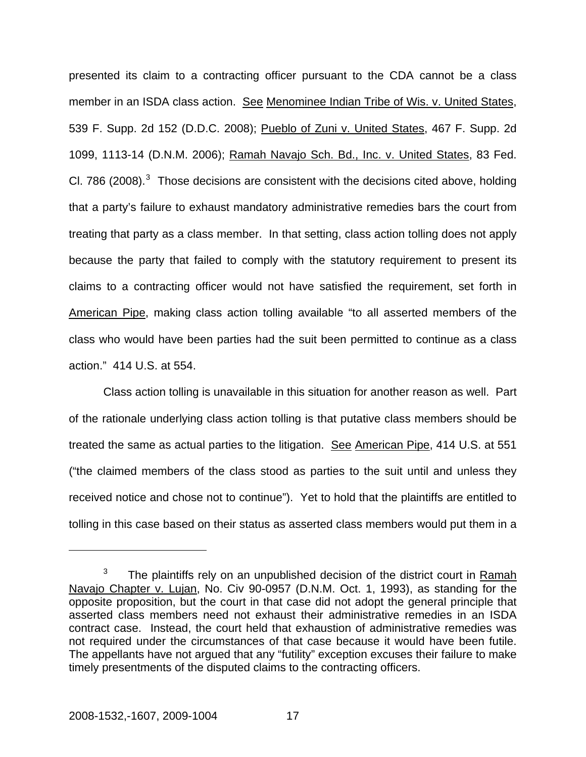presented its claim to a contracting officer pursuant to the CDA cannot be a class member in an ISDA class action. See Menominee Indian Tribe of Wis. v. United States, 539 F. Supp. 2d 152 (D.D.C. 2008); Pueblo of Zuni v. United States, 467 F. Supp. 2d 1099, 1113-14 (D.N.M. 2006); Ramah Navajo Sch. Bd., Inc. v. United States, 83 Fed. Cl. 786 (2008).[3] Those decisions are consistent with the decisions cited above, holding that a party's failure to exhaust mandatory administrative remedies bars the court from treating that party as a class member. In that setting, class action tolling does not apply because the party that failed to comply with the statutory requirement to present its claims to a contracting officer would not have satisfied the requirement, set forth in American Pipe, making class action tolling available "to all asserted members of the class who would have been parties had the suit been permitted to continue as a class action." 414 U.S. at 554.

Class action tolling is unavailable in this situation for another reason as well. Part of the rationale underlying class action tolling is that putative class members should be treated the same as actual parties to the litigation. See American Pipe, 414 U.S. at 551 ("the claimed members of the class stood as parties to the suit until and unless they received notice and chose not to continue"). Yet to hold that the plaintiffs are entitled to tolling in this case based on their status as asserted class members would put them in a

---

[3] The plaintiffs rely on an unpublished decision of the district court in Ramah Navajo Chapter v. Lujan, No. Civ 90-0957 (D.N.M. Oct. 1, 1993), as standing for the opposite proposition, but the court in that case did not adopt the general principle that asserted class members need not exhaust their administrative remedies in an ISDA contract case. Instead, the court held that exhaustion of administrative remedies was not required under the circumstances of that case because it would have been futile. The appellants have not argued that any "futility" exception excuses their failure to make timely presentments of the disputed claims to the contracting officers.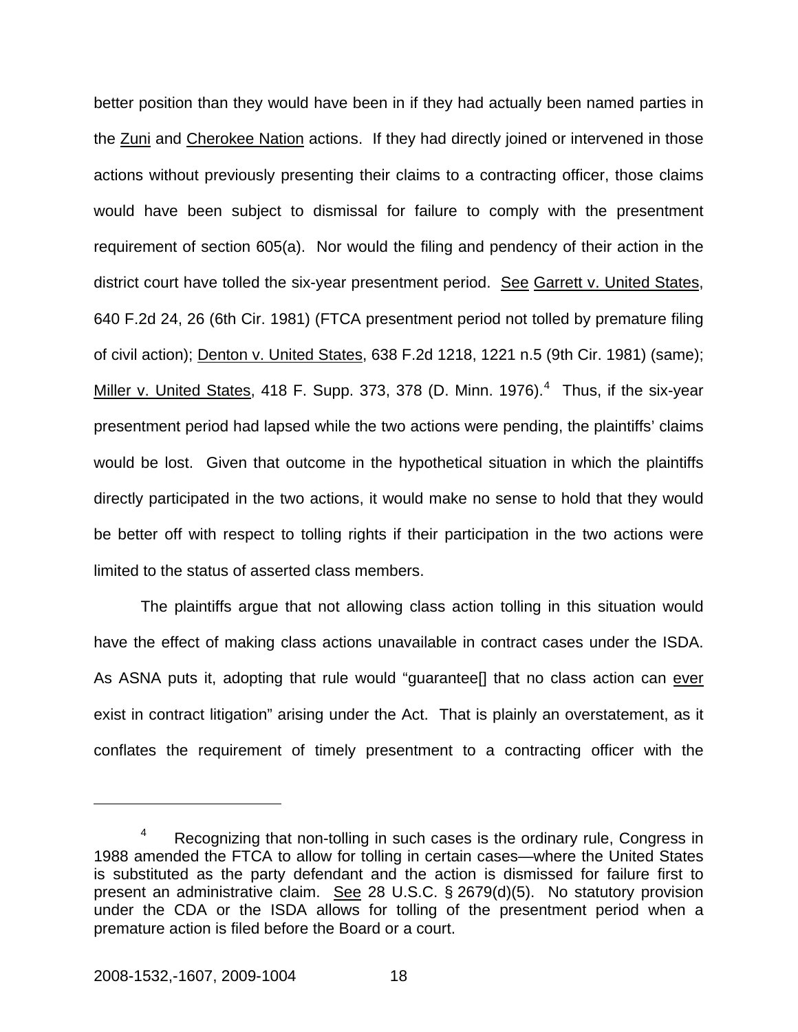better position than they would have been in if they had actually been named parties in the Zuni and Cherokee Nation actions. If they had directly joined or intervened in those actions without previously presenting their claims to a contracting officer, those claims would have been subject to dismissal for failure to comply with the presentment requirement of section 605(a). Nor would the filing and pendency of their action in the district court have tolled the six-year presentment period. See Garrett v. United States, 640 F.2d 24, 26 (6th Cir. 1981) (FTCA presentment period not tolled by premature filing of civil action); Denton v. United States, 638 F.2d 1218, 1221 n.5 (9th Cir. 1981) (same); Miller v. United States, 418 F. Supp. 373, 378 (D. Minn. 1976).[4] Thus, if the six-year presentment period had lapsed while the two actions were pending, the plaintiffs' claims would be lost. Given that outcome in the hypothetical situation in which the plaintiffs directly participated in the two actions, it would make no sense to hold that they would be better off with respect to tolling rights if their participation in the two actions were limited to the status of asserted class members.

The plaintiffs argue that not allowing class action tolling in this situation would have the effect of making class actions unavailable in contract cases under the ISDA. As ASNA puts it, adopting that rule would "guarantee[] that no class action can ever exist in contract litigation" arising under the Act. That is plainly an overstatement, as it conflates the requirement of timely presentment to a contracting officer with the

---

[4] Recognizing that non-tolling in such cases is the ordinary rule, Congress in 1988 amended the FTCA to allow for tolling in certain cases—where the United States is substituted as the party defendant and the action is dismissed for failure first to present an administrative claim. See 28 U.S.C. § 2679(d)(5). No statutory provision under the CDA or the ISDA allows for tolling of the presentment period when a premature action is filed before the Board or a court.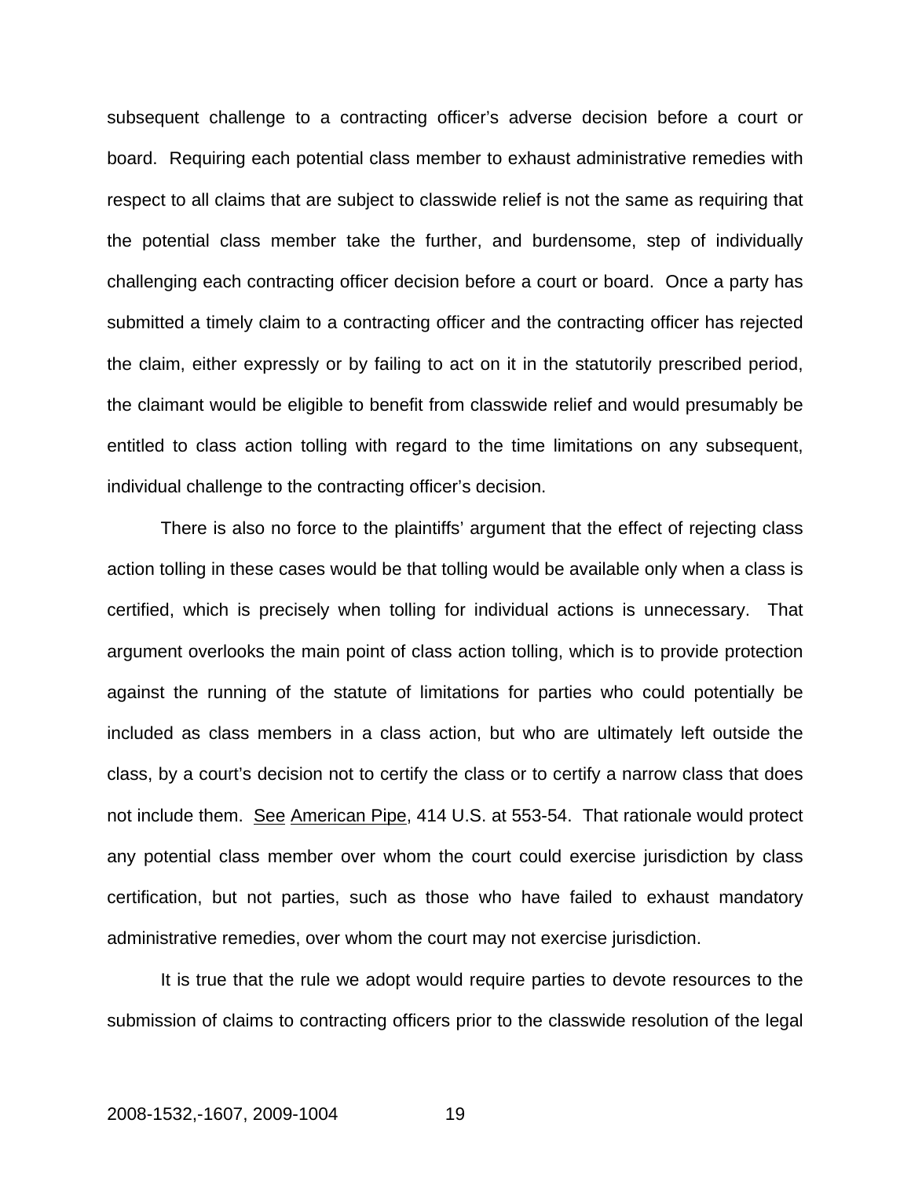subsequent challenge to a contracting officer's adverse decision before a court or board. Requiring each potential class member to exhaust administrative remedies with respect to all claims that are subject to classwide relief is not the same as requiring that the potential class member take the further, and burdensome, step of individually challenging each contracting officer decision before a court or board. Once a party has submitted a timely claim to a contracting officer and the contracting officer has rejected the claim, either expressly or by failing to act on it in the statutorily prescribed period, the claimant would be eligible to benefit from classwide relief and would presumably be entitled to class action tolling with regard to the time limitations on any subsequent, individual challenge to the contracting officer's decision.

There is also no force to the plaintiffs' argument that the effect of rejecting class action tolling in these cases would be that tolling would be available only when a class is certified, which is precisely when tolling for individual actions is unnecessary. That argument overlooks the main point of class action tolling, which is to provide protection against the running of the statute of limitations for parties who could potentially be included as class members in a class action, but who are ultimately left outside the class, by a court's decision not to certify the class or to certify a narrow class that does not include them. See American Pipe, 414 U.S. at 553-54. That rationale would protect any potential class member over whom the court could exercise jurisdiction by class certification, but not parties, such as those who have failed to exhaust mandatory administrative remedies, over whom the court may not exercise jurisdiction.

It is true that the rule we adopt would require parties to devote resources to the submission of claims to contracting officers prior to the classwide resolution of the legal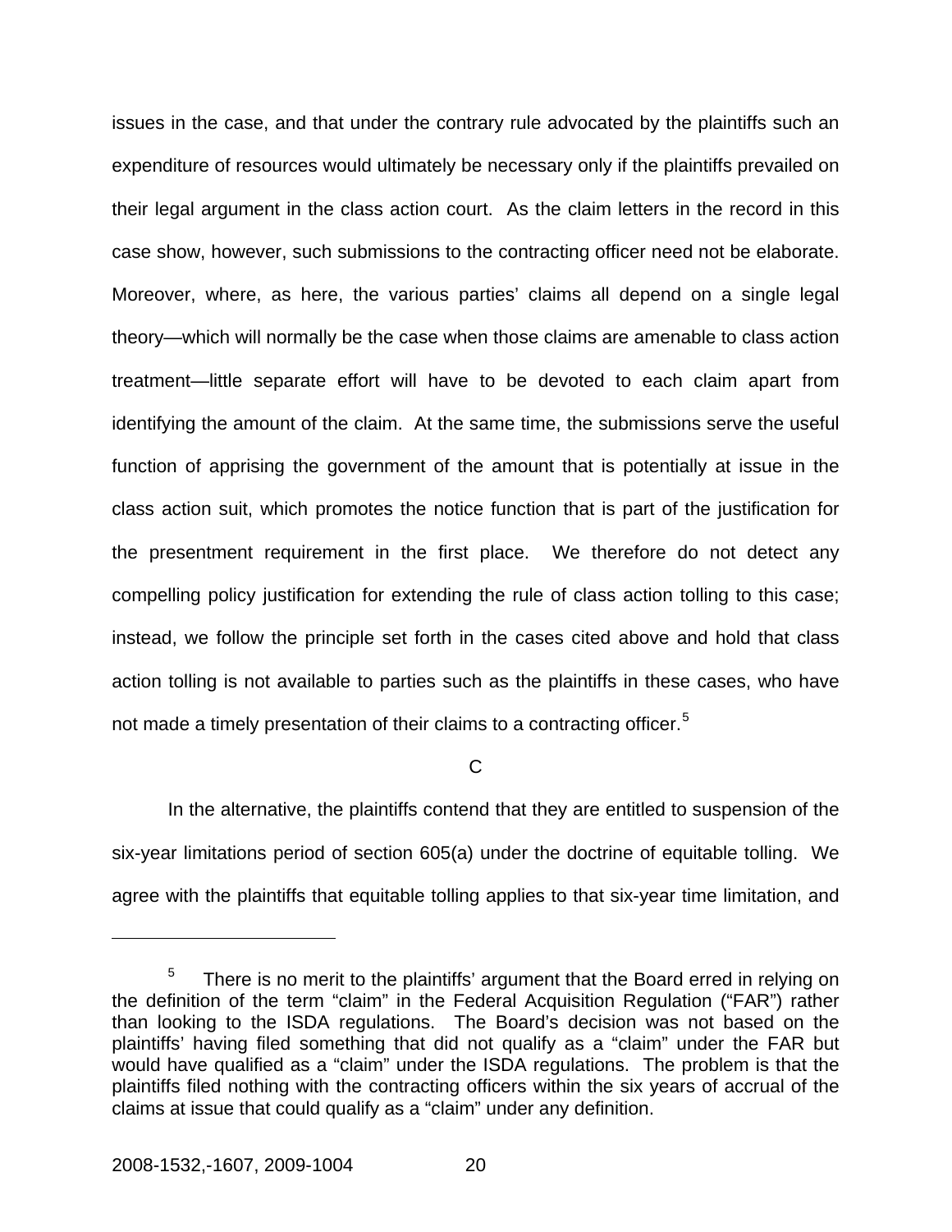issues in the case, and that under the contrary rule advocated by the plaintiffs such an expenditure of resources would ultimately be necessary only if the plaintiffs prevailed on their legal argument in the class action court. As the claim letters in the record in this case show, however, such submissions to the contracting officer need not be elaborate. Moreover, where, as here, the various parties' claims all depend on a single legal theory—which will normally be the case when those claims are amenable to class action treatment—little separate effort will have to be devoted to each claim apart from identifying the amount of the claim. At the same time, the submissions serve the useful function of apprising the government of the amount that is potentially at issue in the class action suit, which promotes the notice function that is part of the justification for the presentment requirement in the first place. We therefore do not detect any compelling policy justification for extending the rule of class action tolling to this case; instead, we follow the principle set forth in the cases cited above and hold that class action tolling is not available to parties such as the plaintiffs in these cases, who have not made a timely presentation of their claims to a contracting officer.[5]

C

In the alternative, the plaintiffs contend that they are entitled to suspension of the six-year limitations period of section 605(a) under the doctrine of equitable tolling. We agree with the plaintiffs that equitable tolling applies to that six-year time limitation, and

---

[5] There is no merit to the plaintiffs' argument that the Board erred in relying on the definition of the term "claim" in the Federal Acquisition Regulation ("FAR") rather than looking to the ISDA regulations. The Board's decision was not based on the plaintiffs' having filed something that did not qualify as a "claim" under the FAR but would have qualified as a "claim" under the ISDA regulations. The problem is that the plaintiffs filed nothing with the contracting officers within the six years of accrual of the claims at issue that could qualify as a "claim" under any definition.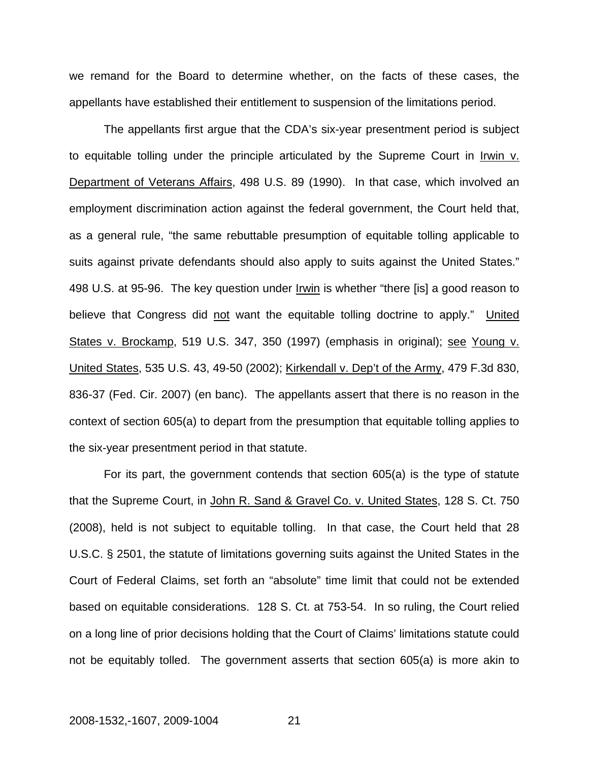we remand for the Board to determine whether, on the facts of these cases, the appellants have established their entitlement to suspension of the limitations period.

The appellants first argue that the CDA's six-year presentment period is subject to equitable tolling under the principle articulated by the Supreme Court in Irwin v. Department of Veterans Affairs, 498 U.S. 89 (1990). In that case, which involved an employment discrimination action against the federal government, the Court held that, as a general rule, "the same rebuttable presumption of equitable tolling applicable to suits against private defendants should also apply to suits against the United States." 498 U.S. at 95-96. The key question under Irwin is whether "there [is] a good reason to believe that Congress did not want the equitable tolling doctrine to apply." United States v. Brockamp, 519 U.S. 347, 350 (1997) (emphasis in original); see Young v. United States, 535 U.S. 43, 49-50 (2002); Kirkendall v. Dep't of the Army, 479 F.3d 830, 836-37 (Fed. Cir. 2007) (en banc). The appellants assert that there is no reason in the context of section 605(a) to depart from the presumption that equitable tolling applies to the six-year presentment period in that statute.

For its part, the government contends that section 605(a) is the type of statute that the Supreme Court, in John R. Sand & Gravel Co. v. United States, 128 S. Ct. 750 (2008), held is not subject to equitable tolling. In that case, the Court held that 28 U.S.C. § 2501, the statute of limitations governing suits against the United States in the Court of Federal Claims, set forth an "absolute" time limit that could not be extended based on equitable considerations. 128 S. Ct. at 753-54. In so ruling, the Court relied on a long line of prior decisions holding that the Court of Claims' limitations statute could not be equitably tolled. The government asserts that section 605(a) is more akin to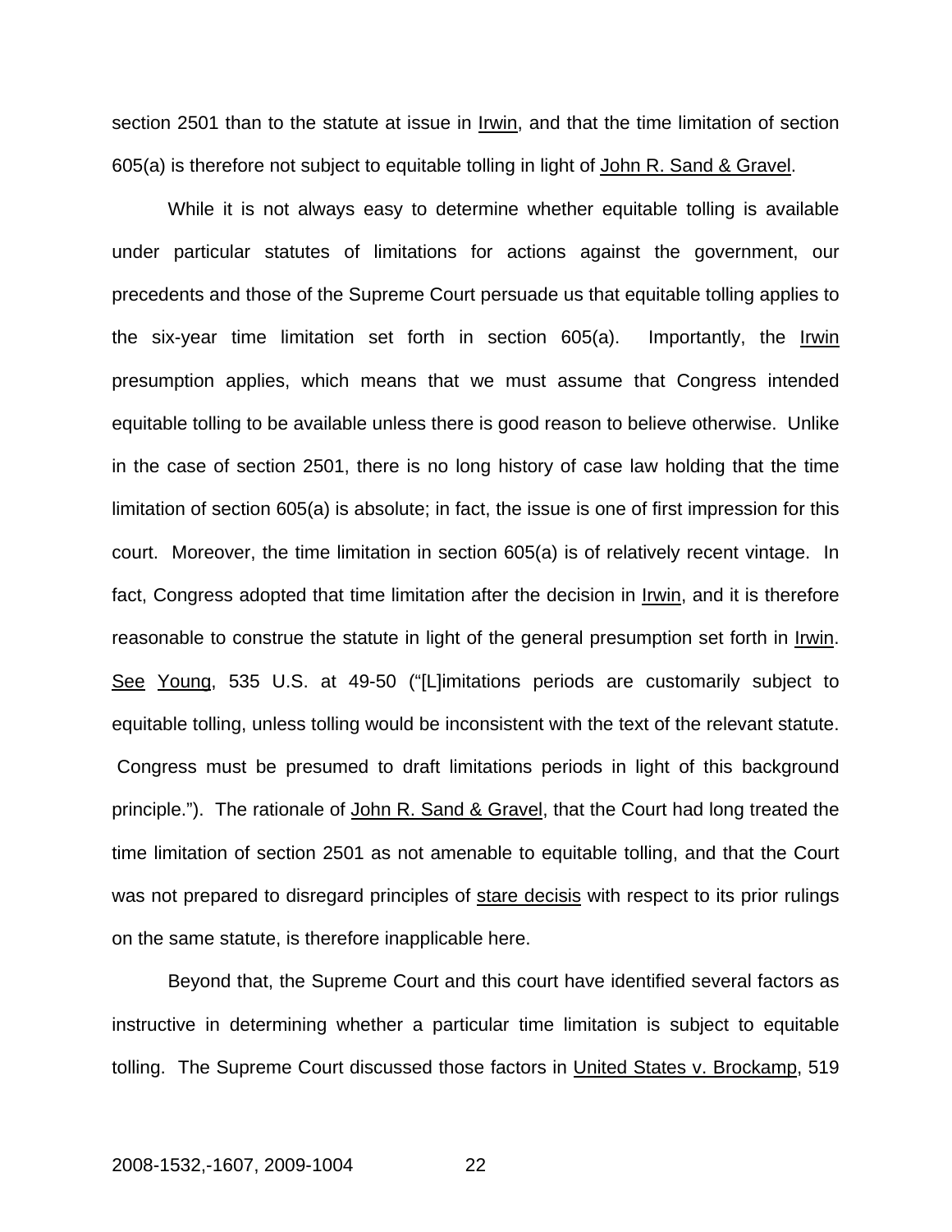section 2501 than to the statute at issue in Irwin, and that the time limitation of section 605(a) is therefore not subject to equitable tolling in light of John R. Sand & Gravel.

While it is not always easy to determine whether equitable tolling is available under particular statutes of limitations for actions against the government, our precedents and those of the Supreme Court persuade us that equitable tolling applies to the six-year time limitation set forth in section 605(a). Importantly, the Irwin presumption applies, which means that we must assume that Congress intended equitable tolling to be available unless there is good reason to believe otherwise. Unlike in the case of section 2501, there is no long history of case law holding that the time limitation of section 605(a) is absolute; in fact, the issue is one of first impression for this court. Moreover, the time limitation in section 605(a) is of relatively recent vintage. In fact, Congress adopted that time limitation after the decision in Irwin, and it is therefore reasonable to construe the statute in light of the general presumption set forth in Irwin. See Young, 535 U.S. at 49-50 ("[L]imitations periods are customarily subject to equitable tolling, unless tolling would be inconsistent with the text of the relevant statute. Congress must be presumed to draft limitations periods in light of this background principle."). The rationale of John R. Sand & Gravel, that the Court had long treated the time limitation of section 2501 as not amenable to equitable tolling, and that the Court was not prepared to disregard principles of stare decisis with respect to its prior rulings on the same statute, is therefore inapplicable here.

Beyond that, the Supreme Court and this court have identified several factors as instructive in determining whether a particular time limitation is subject to equitable tolling. The Supreme Court discussed those factors in United States v. Brockamp, 519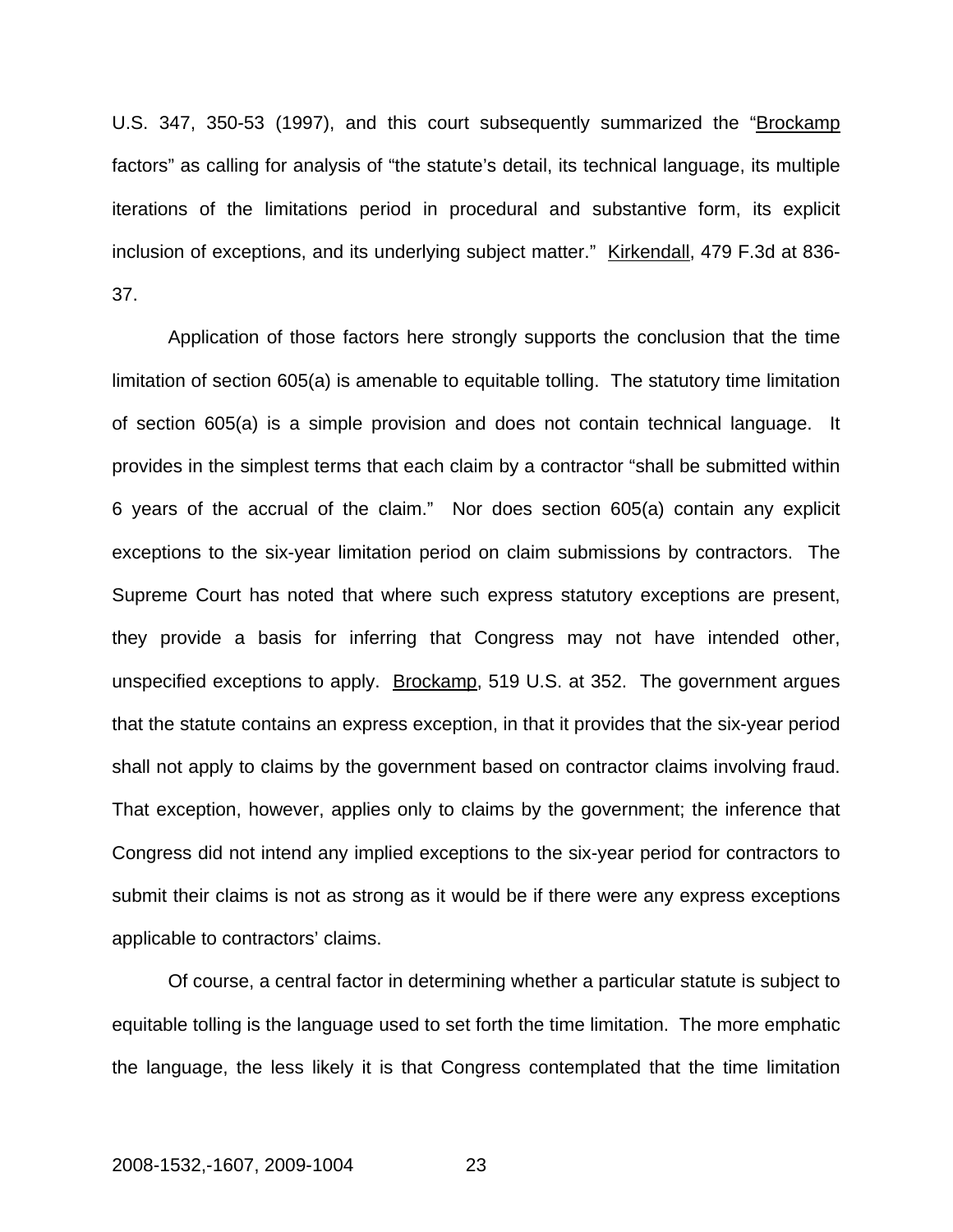U.S. 347, 350-53 (1997), and this court subsequently summarized the "Brockamp factors" as calling for analysis of "the statute's detail, its technical language, its multiple iterations of the limitations period in procedural and substantive form, its explicit inclusion of exceptions, and its underlying subject matter." Kirkendall, 479 F.3d at 836-37.

Application of those factors here strongly supports the conclusion that the time limitation of section 605(a) is amenable to equitable tolling. The statutory time limitation of section 605(a) is a simple provision and does not contain technical language. It provides in the simplest terms that each claim by a contractor "shall be submitted within 6 years of the accrual of the claim." Nor does section 605(a) contain any explicit exceptions to the six-year limitation period on claim submissions by contractors. The Supreme Court has noted that where such express statutory exceptions are present, they provide a basis for inferring that Congress may not have intended other, unspecified exceptions to apply. Brockamp, 519 U.S. at 352. The government argues that the statute contains an express exception, in that it provides that the six-year period shall not apply to claims by the government based on contractor claims involving fraud. That exception, however, applies only to claims by the government; the inference that Congress did not intend any implied exceptions to the six-year period for contractors to submit their claims is not as strong as it would be if there were any express exceptions applicable to contractors' claims.

Of course, a central factor in determining whether a particular statute is subject to equitable tolling is the language used to set forth the time limitation. The more emphatic the language, the less likely it is that Congress contemplated that the time limitation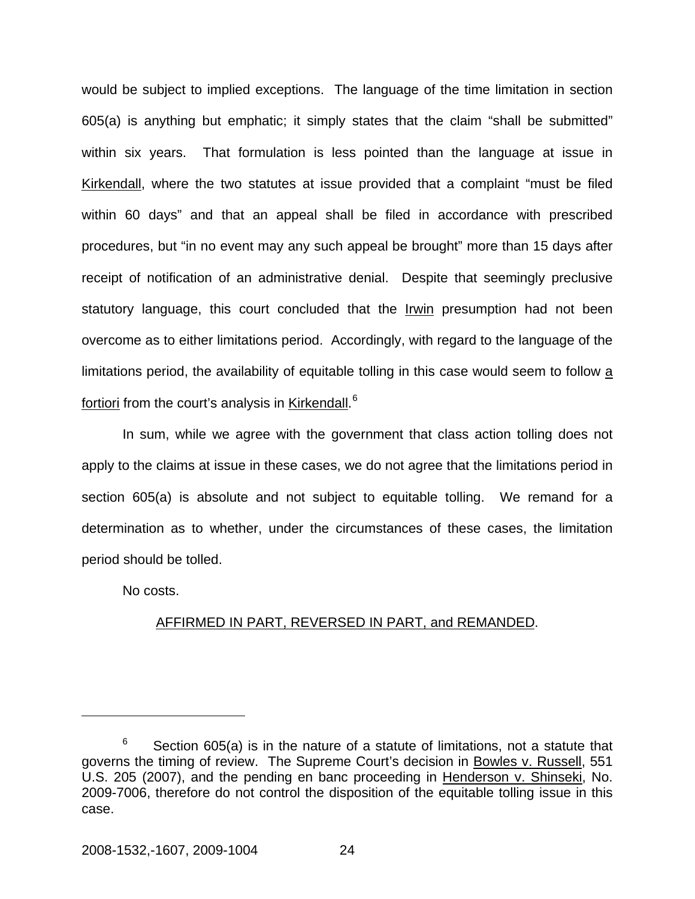would be subject to implied exceptions. The language of the time limitation in section 605(a) is anything but emphatic; it simply states that the claim "shall be submitted" within six years. That formulation is less pointed than the language at issue in Kirkendall, where the two statutes at issue provided that a complaint "must be filed within 60 days" and that an appeal shall be filed in accordance with prescribed procedures, but "in no event may any such appeal be brought" more than 15 days after receipt of notification of an administrative denial. Despite that seemingly preclusive statutory language, this court concluded that the Irwin presumption had not been overcome as to either limitations period. Accordingly, with regard to the language of the limitations period, the availability of equitable tolling in this case would seem to follow a fortiori from the court's analysis in Kirkendall.[6]

In sum, while we agree with the government that class action tolling does not apply to the claims at issue in these cases, we do not agree that the limitations period in section 605(a) is absolute and not subject to equitable tolling. We remand for a determination as to whether, under the circumstances of these cases, the limitation period should be tolled.

No costs.

AFFIRMED IN PART, REVERSED IN PART, and REMANDED.

---

[6] Section 605(a) is in the nature of a statute of limitations, not a statute that governs the timing of review. The Supreme Court's decision in Bowles v. Russell, 551 U.S. 205 (2007), and the pending en banc proceeding in Henderson v. Shinseki, No. 2009-7006, therefore do not control the disposition of the equitable tolling issue in this case.

2008-1532,-1607, 2009-1004